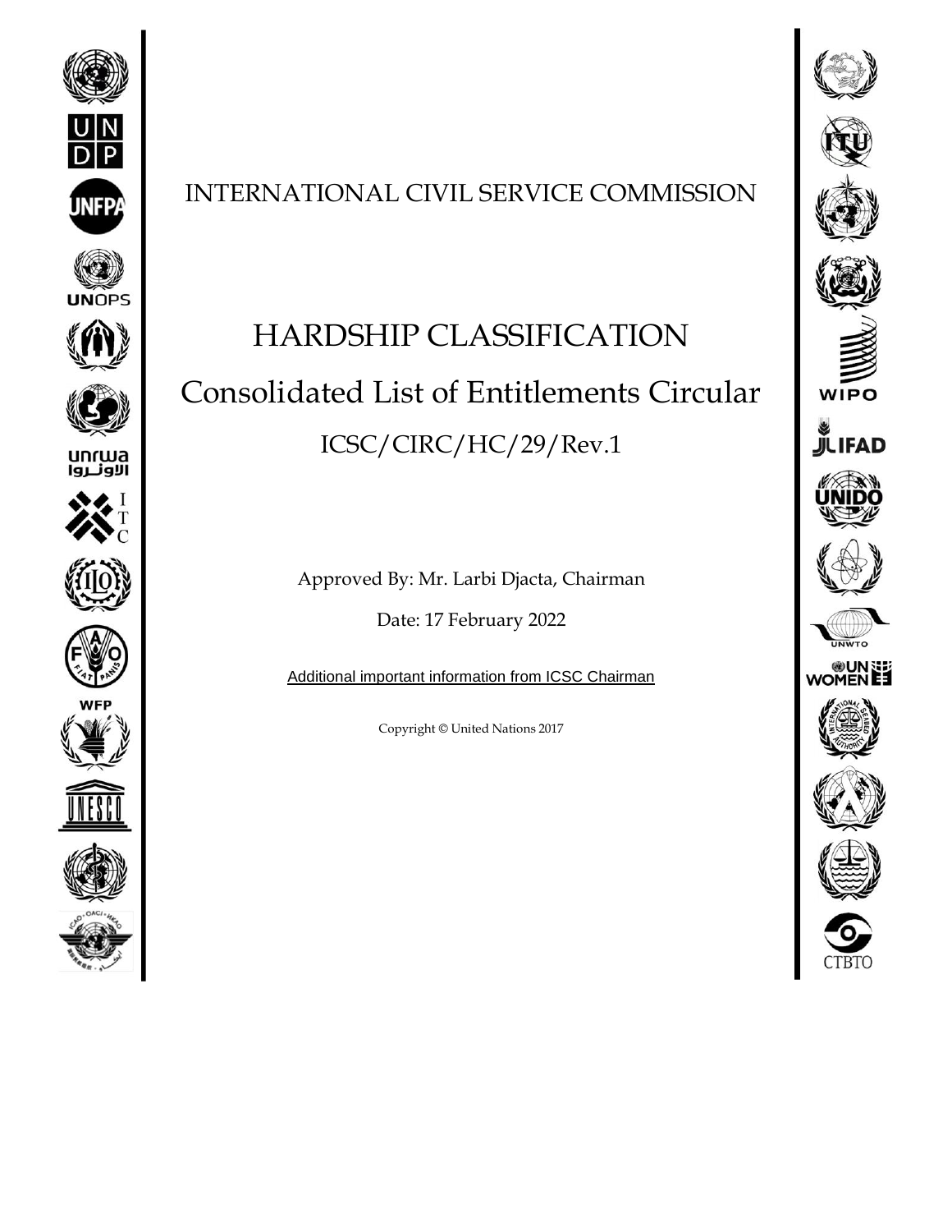INTERNATIONAL CIVIL SERVICE COMMISSION

# HARDSHIP CLASSIFICATION

## Consolidated List of Entitlements Circular

### ICSC/CIRC/HC/29/Rev.1

Approved By: Mr. Larbi Djacta, Chairman

Date: 17 February 2022

Additional important information from ICSC Chairman

Copyright © United Nations 2017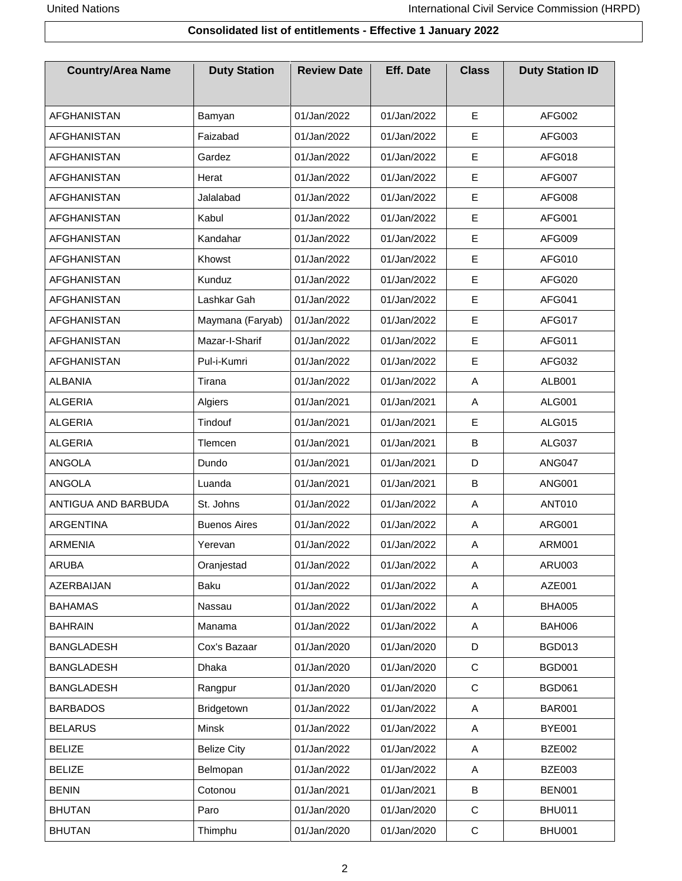**Consolidated list of entitlements - Effective 1 January 2022**

| Country/Area Name | Duty Station | Review Date | Eff. Date | Class | Duty Station ID |
|---|---|---|---|---|---|
| AFGHANISTAN | Bamyan | 01/Jan/2022 | 01/Jan/2022 | E | AFG002 |
| AFGHANISTAN | Faizabad | 01/Jan/2022 | 01/Jan/2022 | E | AFG003 |
| AFGHANISTAN | Gardez | 01/Jan/2022 | 01/Jan/2022 | E | AFG018 |
| AFGHANISTAN | Herat | 01/Jan/2022 | 01/Jan/2022 | E | AFG007 |
| AFGHANISTAN | Jalalabad | 01/Jan/2022 | 01/Jan/2022 | E | AFG008 |
| AFGHANISTAN | Kabul | 01/Jan/2022 | 01/Jan/2022 | E | AFG001 |
| AFGHANISTAN | Kandahar | 01/Jan/2022 | 01/Jan/2022 | E | AFG009 |
| AFGHANISTAN | Khowst | 01/Jan/2022 | 01/Jan/2022 | E | AFG010 |
| AFGHANISTAN | Kunduz | 01/Jan/2022 | 01/Jan/2022 | E | AFG020 |
| AFGHANISTAN | Lashkar Gah | 01/Jan/2022 | 01/Jan/2022 | E | AFG041 |
| AFGHANISTAN | Maymana (Faryab) | 01/Jan/2022 | 01/Jan/2022 | E | AFG017 |
| AFGHANISTAN | Mazar-I-Sharif | 01/Jan/2022 | 01/Jan/2022 | E | AFG011 |
| AFGHANISTAN | Pul-i-Kumri | 01/Jan/2022 | 01/Jan/2022 | E | AFG032 |
| ALBANIA | Tirana | 01/Jan/2022 | 01/Jan/2022 | A | ALB001 |
| ALGERIA | Algiers | 01/Jan/2021 | 01/Jan/2021 | A | ALG001 |
| ALGERIA | Tindouf | 01/Jan/2021 | 01/Jan/2021 | E | ALG015 |
| ALGERIA | Tlemcen | 01/Jan/2021 | 01/Jan/2021 | B | ALG037 |
| ANGOLA | Dundo | 01/Jan/2021 | 01/Jan/2021 | D | ANG047 |
| ANGOLA | Luanda | 01/Jan/2021 | 01/Jan/2021 | B | ANG001 |
| ANTIGUA AND BARBUDA | St. Johns | 01/Jan/2022 | 01/Jan/2022 | A | ANT010 |
| ARGENTINA | Buenos Aires | 01/Jan/2022 | 01/Jan/2022 | A | ARG001 |
| ARMENIA | Yerevan | 01/Jan/2022 | 01/Jan/2022 | A | ARM001 |
| ARUBA | Oranjestad | 01/Jan/2022 | 01/Jan/2022 | A | ARU003 |
| AZERBAIJAN | Baku | 01/Jan/2022 | 01/Jan/2022 | A | AZE001 |
| BAHAMAS | Nassau | 01/Jan/2022 | 01/Jan/2022 | A | BHA005 |
| BAHRAIN | Manama | 01/Jan/2022 | 01/Jan/2022 | A | BAH006 |
| BANGLADESH | Cox's Bazaar | 01/Jan/2020 | 01/Jan/2020 | D | BGD013 |
| BANGLADESH | Dhaka | 01/Jan/2020 | 01/Jan/2020 | C | BGD001 |
| BANGLADESH | Rangpur | 01/Jan/2020 | 01/Jan/2020 | C | BGD061 |
| BARBADOS | Bridgetown | 01/Jan/2022 | 01/Jan/2022 | A | BAR001 |
| BELARUS | Minsk | 01/Jan/2022 | 01/Jan/2022 | A | BYE001 |
| BELIZE | Belize City | 01/Jan/2022 | 01/Jan/2022 | A | BZE002 |
| BELIZE | Belmopan | 01/Jan/2022 | 01/Jan/2022 | A | BZE003 |
| BENIN | Cotonou | 01/Jan/2021 | 01/Jan/2021 | B | BEN001 |
| BHUTAN | Paro | 01/Jan/2020 | 01/Jan/2020 | C | BHU011 |
| BHUTAN | Thimphu | 01/Jan/2020 | 01/Jan/2020 | C | BHU001 |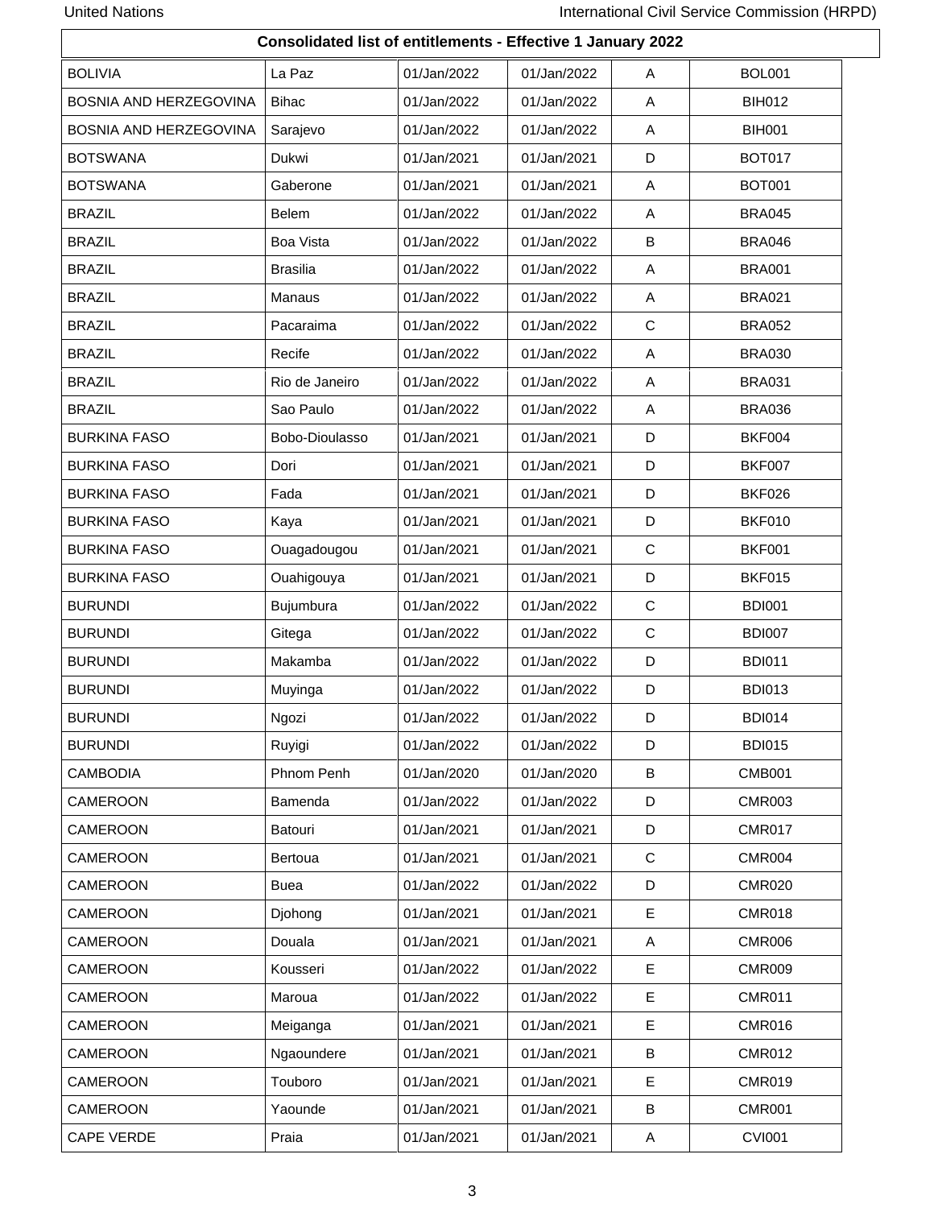**Consolidated list of entitlements - Effective 1 January 2022**

| | | | | | |
|---|---|---|---|---|---|
| BOLIVIA | La Paz | 01/Jan/2022 | 01/Jan/2022 | A | BOL001 |
| BOSNIA AND HERZEGOVINA | Bihac | 01/Jan/2022 | 01/Jan/2022 | A | BIH012 |
| BOSNIA AND HERZEGOVINA | Sarajevo | 01/Jan/2022 | 01/Jan/2022 | A | BIH001 |
| BOTSWANA | Dukwi | 01/Jan/2021 | 01/Jan/2021 | D | BOT017 |
| BOTSWANA | Gaberone | 01/Jan/2021 | 01/Jan/2021 | A | BOT001 |
| BRAZIL | Belem | 01/Jan/2022 | 01/Jan/2022 | A | BRA045 |
| BRAZIL | Boa Vista | 01/Jan/2022 | 01/Jan/2022 | B | BRA046 |
| BRAZIL | Brasilia | 01/Jan/2022 | 01/Jan/2022 | A | BRA001 |
| BRAZIL | Manaus | 01/Jan/2022 | 01/Jan/2022 | A | BRA021 |
| BRAZIL | Pacaraima | 01/Jan/2022 | 01/Jan/2022 | C | BRA052 |
| BRAZIL | Recife | 01/Jan/2022 | 01/Jan/2022 | A | BRA030 |
| BRAZIL | Rio de Janeiro | 01/Jan/2022 | 01/Jan/2022 | A | BRA031 |
| BRAZIL | Sao Paulo | 01/Jan/2022 | 01/Jan/2022 | A | BRA036 |
| BURKINA FASO | Bobo-Dioulasso | 01/Jan/2021 | 01/Jan/2021 | D | BKF004 |
| BURKINA FASO | Dori | 01/Jan/2021 | 01/Jan/2021 | D | BKF007 |
| BURKINA FASO | Fada | 01/Jan/2021 | 01/Jan/2021 | D | BKF026 |
| BURKINA FASO | Kaya | 01/Jan/2021 | 01/Jan/2021 | D | BKF010 |
| BURKINA FASO | Ouagadougou | 01/Jan/2021 | 01/Jan/2021 | C | BKF001 |
| BURKINA FASO | Ouahigouya | 01/Jan/2021 | 01/Jan/2021 | D | BKF015 |
| BURUNDI | Bujumbura | 01/Jan/2022 | 01/Jan/2022 | C | BDI001 |
| BURUNDI | Gitega | 01/Jan/2022 | 01/Jan/2022 | C | BDI007 |
| BURUNDI | Makamba | 01/Jan/2022 | 01/Jan/2022 | D | BDI011 |
| BURUNDI | Muyinga | 01/Jan/2022 | 01/Jan/2022 | D | BDI013 |
| BURUNDI | Ngozi | 01/Jan/2022 | 01/Jan/2022 | D | BDI014 |
| BURUNDI | Ruyigi | 01/Jan/2022 | 01/Jan/2022 | D | BDI015 |
| CAMBODIA | Phnom Penh | 01/Jan/2020 | 01/Jan/2020 | B | CMB001 |
| CAMEROON | Bamenda | 01/Jan/2022 | 01/Jan/2022 | D | CMR003 |
| CAMEROON | Batouri | 01/Jan/2021 | 01/Jan/2021 | D | CMR017 |
| CAMEROON | Bertoua | 01/Jan/2021 | 01/Jan/2021 | C | CMR004 |
| CAMEROON | Buea | 01/Jan/2022 | 01/Jan/2022 | D | CMR020 |
| CAMEROON | Djohong | 01/Jan/2021 | 01/Jan/2021 | E | CMR018 |
| CAMEROON | Douala | 01/Jan/2021 | 01/Jan/2021 | A | CMR006 |
| CAMEROON | Kousseri | 01/Jan/2022 | 01/Jan/2022 | E | CMR009 |
| CAMEROON | Maroua | 01/Jan/2022 | 01/Jan/2022 | E | CMR011 |
| CAMEROON | Meiganga | 01/Jan/2021 | 01/Jan/2021 | E | CMR016 |
| CAMEROON | Ngaoundere | 01/Jan/2021 | 01/Jan/2021 | B | CMR012 |
| CAMEROON | Touboro | 01/Jan/2021 | 01/Jan/2021 | E | CMR019 |
| CAMEROON | Yaounde | 01/Jan/2021 | 01/Jan/2021 | B | CMR001 |
| CAPE VERDE | Praia | 01/Jan/2021 | 01/Jan/2021 | A | CVI001 |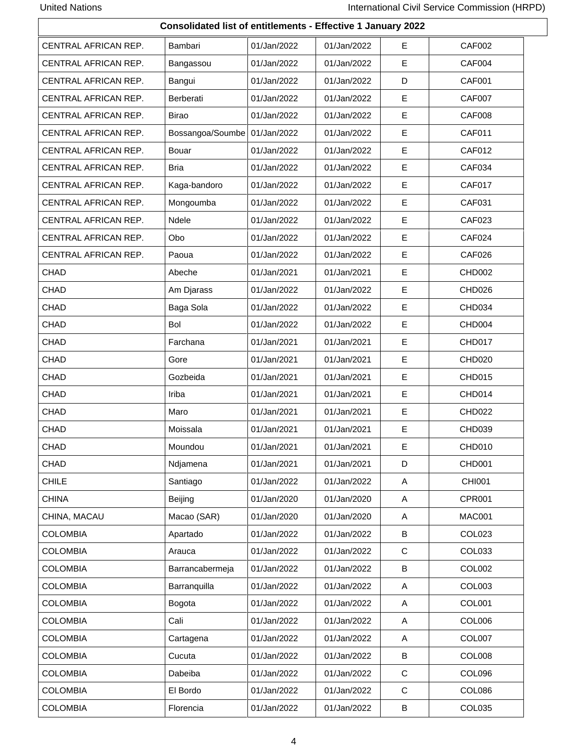**Consolidated list of entitlements - Effective 1 January 2022**

| | | | | | |
|---|---|---|---|---|---|
| CENTRAL AFRICAN REP. | Bambari | 01/Jan/2022 | 01/Jan/2022 | E | CAF002 |
| CENTRAL AFRICAN REP. | Bangassou | 01/Jan/2022 | 01/Jan/2022 | E | CAF004 |
| CENTRAL AFRICAN REP. | Bangui | 01/Jan/2022 | 01/Jan/2022 | D | CAF001 |
| CENTRAL AFRICAN REP. | Berberati | 01/Jan/2022 | 01/Jan/2022 | E | CAF007 |
| CENTRAL AFRICAN REP. | Birao | 01/Jan/2022 | 01/Jan/2022 | E | CAF008 |
| CENTRAL AFRICAN REP. | Bossangoa/Soumbe | 01/Jan/2022 | 01/Jan/2022 | E | CAF011 |
| CENTRAL AFRICAN REP. | Bouar | 01/Jan/2022 | 01/Jan/2022 | E | CAF012 |
| CENTRAL AFRICAN REP. | Bria | 01/Jan/2022 | 01/Jan/2022 | E | CAF034 |
| CENTRAL AFRICAN REP. | Kaga-bandoro | 01/Jan/2022 | 01/Jan/2022 | E | CAF017 |
| CENTRAL AFRICAN REP. | Mongoumba | 01/Jan/2022 | 01/Jan/2022 | E | CAF031 |
| CENTRAL AFRICAN REP. | Ndele | 01/Jan/2022 | 01/Jan/2022 | E | CAF023 |
| CENTRAL AFRICAN REP. | Obo | 01/Jan/2022 | 01/Jan/2022 | E | CAF024 |
| CENTRAL AFRICAN REP. | Paoua | 01/Jan/2022 | 01/Jan/2022 | E | CAF026 |
| CHAD | Abeche | 01/Jan/2021 | 01/Jan/2021 | E | CHD002 |
| CHAD | Am Djarass | 01/Jan/2022 | 01/Jan/2022 | E | CHD026 |
| CHAD | Baga Sola | 01/Jan/2022 | 01/Jan/2022 | E | CHD034 |
| CHAD | Bol | 01/Jan/2022 | 01/Jan/2022 | E | CHD004 |
| CHAD | Farchana | 01/Jan/2021 | 01/Jan/2021 | E | CHD017 |
| CHAD | Gore | 01/Jan/2021 | 01/Jan/2021 | E | CHD020 |
| CHAD | Gozbeida | 01/Jan/2021 | 01/Jan/2021 | E | CHD015 |
| CHAD | Iriba | 01/Jan/2021 | 01/Jan/2021 | E | CHD014 |
| CHAD | Maro | 01/Jan/2021 | 01/Jan/2021 | E | CHD022 |
| CHAD | Moissala | 01/Jan/2021 | 01/Jan/2021 | E | CHD039 |
| CHAD | Moundou | 01/Jan/2021 | 01/Jan/2021 | E | CHD010 |
| CHAD | Ndjamena | 01/Jan/2021 | 01/Jan/2021 | D | CHD001 |
| CHILE | Santiago | 01/Jan/2022 | 01/Jan/2022 | A | CHI001 |
| CHINA | Beijing | 01/Jan/2020 | 01/Jan/2020 | A | CPR001 |
| CHINA, MACAU | Macao (SAR) | 01/Jan/2020 | 01/Jan/2020 | A | MAC001 |
| COLOMBIA | Apartado | 01/Jan/2022 | 01/Jan/2022 | B | COL023 |
| COLOMBIA | Arauca | 01/Jan/2022 | 01/Jan/2022 | C | COL033 |
| COLOMBIA | Barrancabermeja | 01/Jan/2022 | 01/Jan/2022 | B | COL002 |
| COLOMBIA | Barranquilla | 01/Jan/2022 | 01/Jan/2022 | A | COL003 |
| COLOMBIA | Bogota | 01/Jan/2022 | 01/Jan/2022 | A | COL001 |
| COLOMBIA | Cali | 01/Jan/2022 | 01/Jan/2022 | A | COL006 |
| COLOMBIA | Cartagena | 01/Jan/2022 | 01/Jan/2022 | A | COL007 |
| COLOMBIA | Cucuta | 01/Jan/2022 | 01/Jan/2022 | B | COL008 |
| COLOMBIA | Dabeiba | 01/Jan/2022 | 01/Jan/2022 | C | COL096 |
| COLOMBIA | El Bordo | 01/Jan/2022 | 01/Jan/2022 | C | COL086 |
| COLOMBIA | Florencia | 01/Jan/2022 | 01/Jan/2022 | B | COL035 |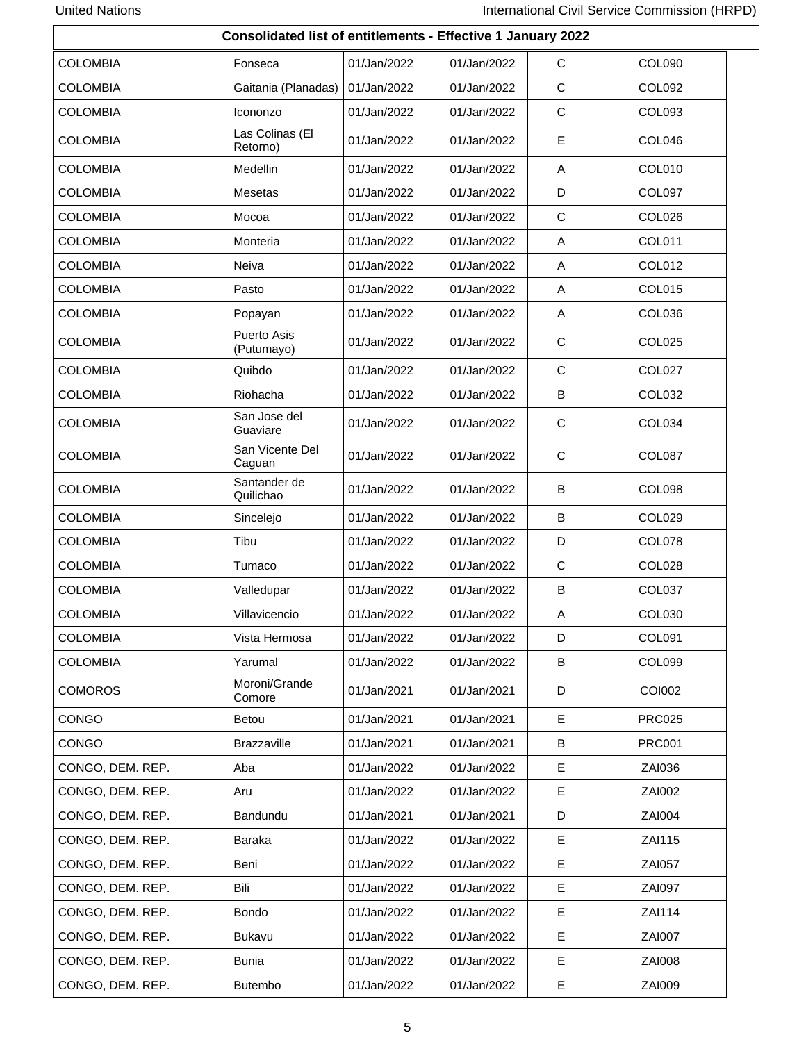**Consolidated list of entitlements - Effective 1 January 2022**

| | | | | | |
|---|---|---|---|---|---|
| COLOMBIA | Fonseca | 01/Jan/2022 | 01/Jan/2022 | C | COL090 |
| COLOMBIA | Gaitania (Planadas) | 01/Jan/2022 | 01/Jan/2022 | C | COL092 |
| COLOMBIA | Icononzo | 01/Jan/2022 | 01/Jan/2022 | C | COL093 |
| COLOMBIA | Las Colinas (El Retorno) | 01/Jan/2022 | 01/Jan/2022 | E | COL046 |
| COLOMBIA | Medellin | 01/Jan/2022 | 01/Jan/2022 | A | COL010 |
| COLOMBIA | Mesetas | 01/Jan/2022 | 01/Jan/2022 | D | COL097 |
| COLOMBIA | Mocoa | 01/Jan/2022 | 01/Jan/2022 | C | COL026 |
| COLOMBIA | Monteria | 01/Jan/2022 | 01/Jan/2022 | A | COL011 |
| COLOMBIA | Neiva | 01/Jan/2022 | 01/Jan/2022 | A | COL012 |
| COLOMBIA | Pasto | 01/Jan/2022 | 01/Jan/2022 | A | COL015 |
| COLOMBIA | Popayan | 01/Jan/2022 | 01/Jan/2022 | A | COL036 |
| COLOMBIA | Puerto Asis (Putumayo) | 01/Jan/2022 | 01/Jan/2022 | C | COL025 |
| COLOMBIA | Quibdo | 01/Jan/2022 | 01/Jan/2022 | C | COL027 |
| COLOMBIA | Riohacha | 01/Jan/2022 | 01/Jan/2022 | B | COL032 |
| COLOMBIA | San Jose del Guaviare | 01/Jan/2022 | 01/Jan/2022 | C | COL034 |
| COLOMBIA | San Vicente Del Caguan | 01/Jan/2022 | 01/Jan/2022 | C | COL087 |
| COLOMBIA | Santander de Quilichao | 01/Jan/2022 | 01/Jan/2022 | B | COL098 |
| COLOMBIA | Sincelejo | 01/Jan/2022 | 01/Jan/2022 | B | COL029 |
| COLOMBIA | Tibu | 01/Jan/2022 | 01/Jan/2022 | D | COL078 |
| COLOMBIA | Tumaco | 01/Jan/2022 | 01/Jan/2022 | C | COL028 |
| COLOMBIA | Valledupar | 01/Jan/2022 | 01/Jan/2022 | B | COL037 |
| COLOMBIA | Villavicencio | 01/Jan/2022 | 01/Jan/2022 | A | COL030 |
| COLOMBIA | Vista Hermosa | 01/Jan/2022 | 01/Jan/2022 | D | COL091 |
| COLOMBIA | Yarumal | 01/Jan/2022 | 01/Jan/2022 | B | COL099 |
| COMOROS | Moroni/Grande Comore | 01/Jan/2021 | 01/Jan/2021 | D | COI002 |
| CONGO | Betou | 01/Jan/2021 | 01/Jan/2021 | E | PRC025 |
| CONGO | Brazzaville | 01/Jan/2021 | 01/Jan/2021 | B | PRC001 |
| CONGO, DEM. REP. | Aba | 01/Jan/2022 | 01/Jan/2022 | E | ZAI036 |
| CONGO, DEM. REP. | Aru | 01/Jan/2022 | 01/Jan/2022 | E | ZAI002 |
| CONGO, DEM. REP. | Bandundu | 01/Jan/2021 | 01/Jan/2021 | D | ZAI004 |
| CONGO, DEM. REP. | Baraka | 01/Jan/2022 | 01/Jan/2022 | E | ZAI115 |
| CONGO, DEM. REP. | Beni | 01/Jan/2022 | 01/Jan/2022 | E | ZAI057 |
| CONGO, DEM. REP. | Bili | 01/Jan/2022 | 01/Jan/2022 | E | ZAI097 |
| CONGO, DEM. REP. | Bondo | 01/Jan/2022 | 01/Jan/2022 | E | ZAI114 |
| CONGO, DEM. REP. | Bukavu | 01/Jan/2022 | 01/Jan/2022 | E | ZAI007 |
| CONGO, DEM. REP. | Bunia | 01/Jan/2022 | 01/Jan/2022 | E | ZAI008 |
| CONGO, DEM. REP. | Butembo | 01/Jan/2022 | 01/Jan/2022 | E | ZAI009 |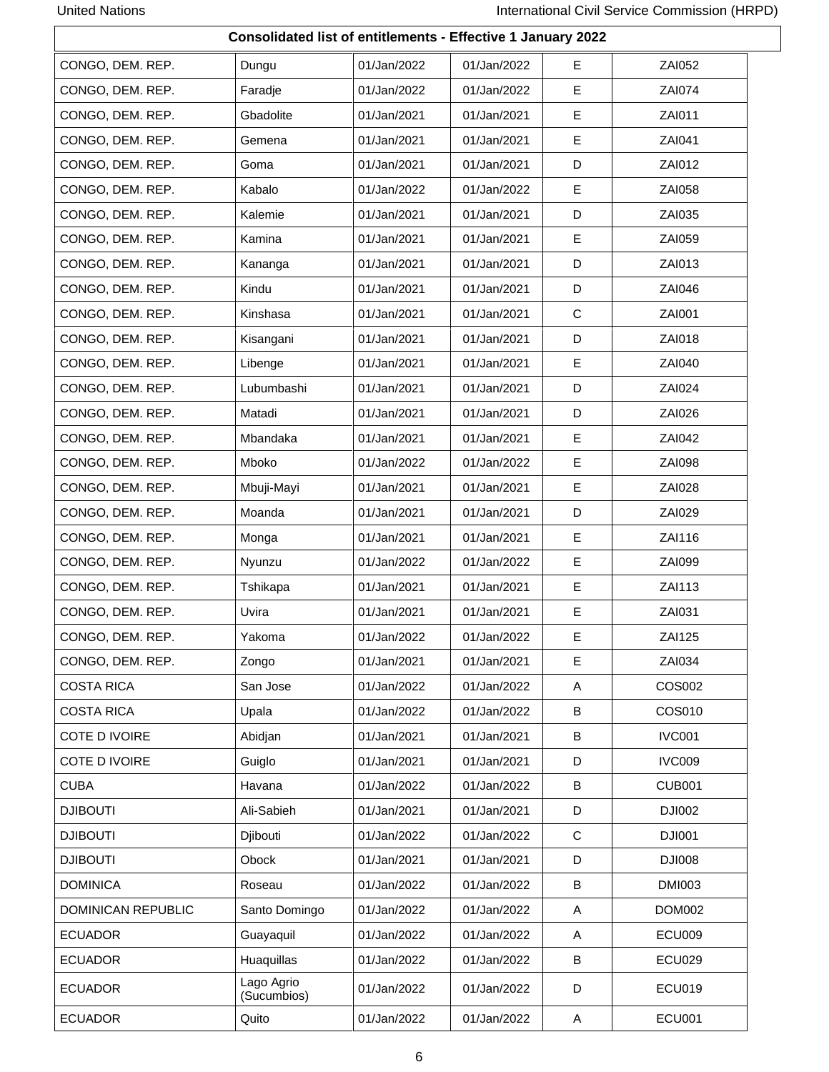**Consolidated list of entitlements - Effective 1 January 2022**

| | | | | | |
|---|---|---|---|---|---|
| CONGO, DEM. REP. | Dungu | 01/Jan/2022 | 01/Jan/2022 | E | ZAI052 |
| CONGO, DEM. REP. | Faradje | 01/Jan/2022 | 01/Jan/2022 | E | ZAI074 |
| CONGO, DEM. REP. | Gbadolite | 01/Jan/2021 | 01/Jan/2021 | E | ZAI011 |
| CONGO, DEM. REP. | Gemena | 01/Jan/2021 | 01/Jan/2021 | E | ZAI041 |
| CONGO, DEM. REP. | Goma | 01/Jan/2021 | 01/Jan/2021 | D | ZAI012 |
| CONGO, DEM. REP. | Kabalo | 01/Jan/2022 | 01/Jan/2022 | E | ZAI058 |
| CONGO, DEM. REP. | Kalemie | 01/Jan/2021 | 01/Jan/2021 | D | ZAI035 |
| CONGO, DEM. REP. | Kamina | 01/Jan/2021 | 01/Jan/2021 | E | ZAI059 |
| CONGO, DEM. REP. | Kananga | 01/Jan/2021 | 01/Jan/2021 | D | ZAI013 |
| CONGO, DEM. REP. | Kindu | 01/Jan/2021 | 01/Jan/2021 | D | ZAI046 |
| CONGO, DEM. REP. | Kinshasa | 01/Jan/2021 | 01/Jan/2021 | C | ZAI001 |
| CONGO, DEM. REP. | Kisangani | 01/Jan/2021 | 01/Jan/2021 | D | ZAI018 |
| CONGO, DEM. REP. | Libenge | 01/Jan/2021 | 01/Jan/2021 | E | ZAI040 |
| CONGO, DEM. REP. | Lubumbashi | 01/Jan/2021 | 01/Jan/2021 | D | ZAI024 |
| CONGO, DEM. REP. | Matadi | 01/Jan/2021 | 01/Jan/2021 | D | ZAI026 |
| CONGO, DEM. REP. | Mbandaka | 01/Jan/2021 | 01/Jan/2021 | E | ZAI042 |
| CONGO, DEM. REP. | Mboko | 01/Jan/2022 | 01/Jan/2022 | E | ZAI098 |
| CONGO, DEM. REP. | Mbuji-Mayi | 01/Jan/2021 | 01/Jan/2021 | E | ZAI028 |
| CONGO, DEM. REP. | Moanda | 01/Jan/2021 | 01/Jan/2021 | D | ZAI029 |
| CONGO, DEM. REP. | Monga | 01/Jan/2021 | 01/Jan/2021 | E | ZAI116 |
| CONGO, DEM. REP. | Nyunzu | 01/Jan/2022 | 01/Jan/2022 | E | ZAI099 |
| CONGO, DEM. REP. | Tshikapa | 01/Jan/2021 | 01/Jan/2021 | E | ZAI113 |
| CONGO, DEM. REP. | Uvira | 01/Jan/2021 | 01/Jan/2021 | E | ZAI031 |
| CONGO, DEM. REP. | Yakoma | 01/Jan/2022 | 01/Jan/2022 | E | ZAI125 |
| CONGO, DEM. REP. | Zongo | 01/Jan/2021 | 01/Jan/2021 | E | ZAI034 |
| COSTA RICA | San Jose | 01/Jan/2022 | 01/Jan/2022 | A | COS002 |
| COSTA RICA | Upala | 01/Jan/2022 | 01/Jan/2022 | B | COS010 |
| COTE D IVOIRE | Abidjan | 01/Jan/2021 | 01/Jan/2021 | B | IVC001 |
| COTE D IVOIRE | Guiglo | 01/Jan/2021 | 01/Jan/2021 | D | IVC009 |
| CUBA | Havana | 01/Jan/2022 | 01/Jan/2022 | B | CUB001 |
| DJIBOUTI | Ali-Sabieh | 01/Jan/2021 | 01/Jan/2021 | D | DJI002 |
| DJIBOUTI | Djibouti | 01/Jan/2022 | 01/Jan/2022 | C | DJI001 |
| DJIBOUTI | Obock | 01/Jan/2021 | 01/Jan/2021 | D | DJI008 |
| DOMINICA | Roseau | 01/Jan/2022 | 01/Jan/2022 | B | DMI003 |
| DOMINICAN REPUBLIC | Santo Domingo | 01/Jan/2022 | 01/Jan/2022 | A | DOM002 |
| ECUADOR | Guayaquil | 01/Jan/2022 | 01/Jan/2022 | A | ECU009 |
| ECUADOR | Huaquillas | 01/Jan/2022 | 01/Jan/2022 | B | ECU029 |
| ECUADOR | Lago Agrio (Sucumbios) | 01/Jan/2022 | 01/Jan/2022 | D | ECU019 |
| ECUADOR | Quito | 01/Jan/2022 | 01/Jan/2022 | A | ECU001 |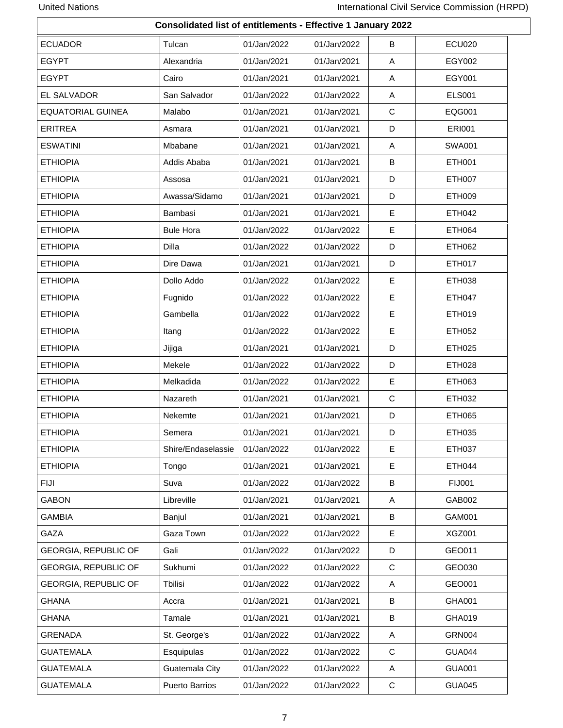**Consolidated list of entitlements - Effective 1 January 2022**

| | | | | | |
|---|---|---|---|---|---|
| ECUADOR | Tulcan | 01/Jan/2022 | 01/Jan/2022 | B | ECU020 |
| EGYPT | Alexandria | 01/Jan/2021 | 01/Jan/2021 | A | EGY002 |
| EGYPT | Cairo | 01/Jan/2021 | 01/Jan/2021 | A | EGY001 |
| EL SALVADOR | San Salvador | 01/Jan/2022 | 01/Jan/2022 | A | ELS001 |
| EQUATORIAL GUINEA | Malabo | 01/Jan/2021 | 01/Jan/2021 | C | EQG001 |
| ERITREA | Asmara | 01/Jan/2021 | 01/Jan/2021 | D | ERI001 |
| ESWATINI | Mbabane | 01/Jan/2021 | 01/Jan/2021 | A | SWA001 |
| ETHIOPIA | Addis Ababa | 01/Jan/2021 | 01/Jan/2021 | B | ETH001 |
| ETHIOPIA | Assosa | 01/Jan/2021 | 01/Jan/2021 | D | ETH007 |
| ETHIOPIA | Awassa/Sidamo | 01/Jan/2021 | 01/Jan/2021 | D | ETH009 |
| ETHIOPIA | Bambasi | 01/Jan/2021 | 01/Jan/2021 | E | ETH042 |
| ETHIOPIA | Bule Hora | 01/Jan/2022 | 01/Jan/2022 | E | ETH064 |
| ETHIOPIA | Dilla | 01/Jan/2022 | 01/Jan/2022 | D | ETH062 |
| ETHIOPIA | Dire Dawa | 01/Jan/2021 | 01/Jan/2021 | D | ETH017 |
| ETHIOPIA | Dollo Addo | 01/Jan/2022 | 01/Jan/2022 | E | ETH038 |
| ETHIOPIA | Fugnido | 01/Jan/2022 | 01/Jan/2022 | E | ETH047 |
| ETHIOPIA | Gambella | 01/Jan/2022 | 01/Jan/2022 | E | ETH019 |
| ETHIOPIA | Itang | 01/Jan/2022 | 01/Jan/2022 | E | ETH052 |
| ETHIOPIA | Jijiga | 01/Jan/2021 | 01/Jan/2021 | D | ETH025 |
| ETHIOPIA | Mekele | 01/Jan/2022 | 01/Jan/2022 | D | ETH028 |
| ETHIOPIA | Melkadida | 01/Jan/2022 | 01/Jan/2022 | E | ETH063 |
| ETHIOPIA | Nazareth | 01/Jan/2021 | 01/Jan/2021 | C | ETH032 |
| ETHIOPIA | Nekemte | 01/Jan/2021 | 01/Jan/2021 | D | ETH065 |
| ETHIOPIA | Semera | 01/Jan/2021 | 01/Jan/2021 | D | ETH035 |
| ETHIOPIA | Shire/Endaselassie | 01/Jan/2022 | 01/Jan/2022 | E | ETH037 |
| ETHIOPIA | Tongo | 01/Jan/2021 | 01/Jan/2021 | E | ETH044 |
| FIJI | Suva | 01/Jan/2022 | 01/Jan/2022 | B | FIJ001 |
| GABON | Libreville | 01/Jan/2021 | 01/Jan/2021 | A | GAB002 |
| GAMBIA | Banjul | 01/Jan/2021 | 01/Jan/2021 | B | GAM001 |
| GAZA | Gaza Town | 01/Jan/2022 | 01/Jan/2022 | E | XGZ001 |
| GEORGIA, REPUBLIC OF | Gali | 01/Jan/2022 | 01/Jan/2022 | D | GEO011 |
| GEORGIA, REPUBLIC OF | Sukhumi | 01/Jan/2022 | 01/Jan/2022 | C | GEO030 |
| GEORGIA, REPUBLIC OF | Tbilisi | 01/Jan/2022 | 01/Jan/2022 | A | GEO001 |
| GHANA | Accra | 01/Jan/2021 | 01/Jan/2021 | B | GHA001 |
| GHANA | Tamale | 01/Jan/2021 | 01/Jan/2021 | B | GHA019 |
| GRENADA | St. George's | 01/Jan/2022 | 01/Jan/2022 | A | GRN004 |
| GUATEMALA | Esquipulas | 01/Jan/2022 | 01/Jan/2022 | C | GUA044 |
| GUATEMALA | Guatemala City | 01/Jan/2022 | 01/Jan/2022 | A | GUA001 |
| GUATEMALA | Puerto Barrios | 01/Jan/2022 | 01/Jan/2022 | C | GUA045 |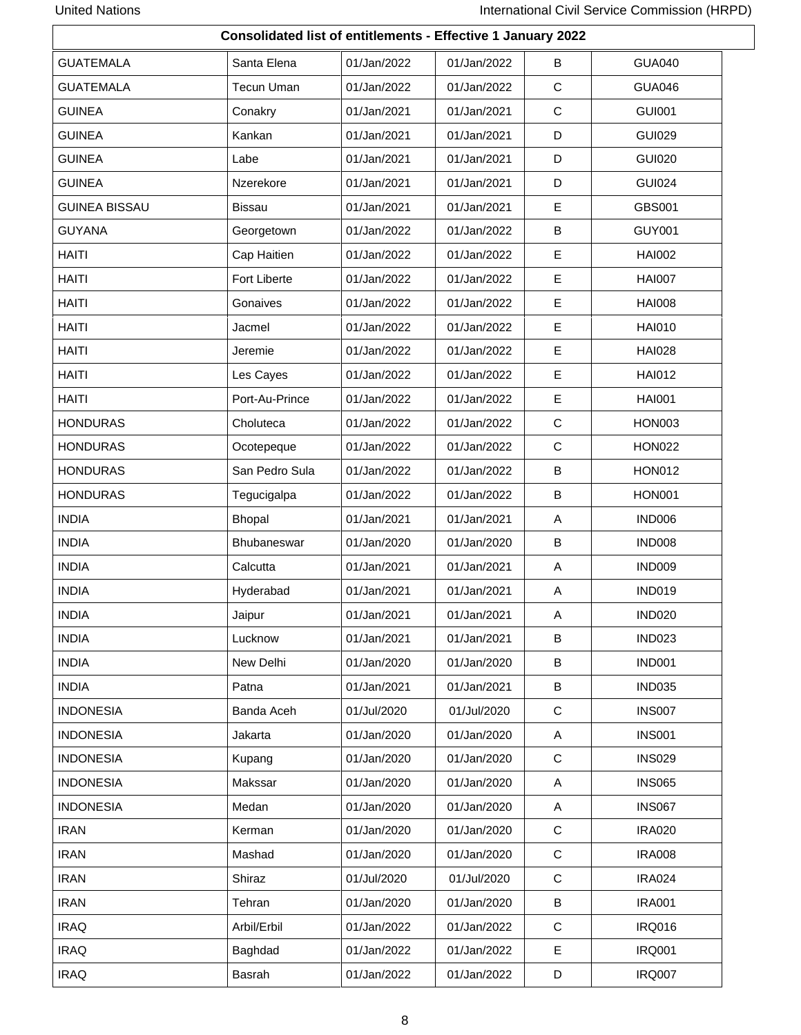## Consolidated list of entitlements - Effective 1 January 2022

| | | | | | |
|---|---|---|---|---|---|
| GUATEMALA | Santa Elena | 01/Jan/2022 | 01/Jan/2022 | B | GUA040 |
| GUATEMALA | Tecun Uman | 01/Jan/2022 | 01/Jan/2022 | C | GUA046 |
| GUINEA | Conakry | 01/Jan/2021 | 01/Jan/2021 | C | GUI001 |
| GUINEA | Kankan | 01/Jan/2021 | 01/Jan/2021 | D | GUI029 |
| GUINEA | Labe | 01/Jan/2021 | 01/Jan/2021 | D | GUI020 |
| GUINEA | Nzerekore | 01/Jan/2021 | 01/Jan/2021 | D | GUI024 |
| GUINEA BISSAU | Bissau | 01/Jan/2021 | 01/Jan/2021 | E | GBS001 |
| GUYANA | Georgetown | 01/Jan/2022 | 01/Jan/2022 | B | GUY001 |
| HAITI | Cap Haitien | 01/Jan/2022 | 01/Jan/2022 | E | HAI002 |
| HAITI | Fort Liberte | 01/Jan/2022 | 01/Jan/2022 | E | HAI007 |
| HAITI | Gonaives | 01/Jan/2022 | 01/Jan/2022 | E | HAI008 |
| HAITI | Jacmel | 01/Jan/2022 | 01/Jan/2022 | E | HAI010 |
| HAITI | Jeremie | 01/Jan/2022 | 01/Jan/2022 | E | HAI028 |
| HAITI | Les Cayes | 01/Jan/2022 | 01/Jan/2022 | E | HAI012 |
| HAITI | Port-Au-Prince | 01/Jan/2022 | 01/Jan/2022 | E | HAI001 |
| HONDURAS | Choluteca | 01/Jan/2022 | 01/Jan/2022 | C | HON003 |
| HONDURAS | Ocotepeque | 01/Jan/2022 | 01/Jan/2022 | C | HON022 |
| HONDURAS | San Pedro Sula | 01/Jan/2022 | 01/Jan/2022 | B | HON012 |
| HONDURAS | Tegucigalpa | 01/Jan/2022 | 01/Jan/2022 | B | HON001 |
| INDIA | Bhopal | 01/Jan/2021 | 01/Jan/2021 | A | IND006 |
| INDIA | Bhubaneswar | 01/Jan/2020 | 01/Jan/2020 | B | IND008 |
| INDIA | Calcutta | 01/Jan/2021 | 01/Jan/2021 | A | IND009 |
| INDIA | Hyderabad | 01/Jan/2021 | 01/Jan/2021 | A | IND019 |
| INDIA | Jaipur | 01/Jan/2021 | 01/Jan/2021 | A | IND020 |
| INDIA | Lucknow | 01/Jan/2021 | 01/Jan/2021 | B | IND023 |
| INDIA | New Delhi | 01/Jan/2020 | 01/Jan/2020 | B | IND001 |
| INDIA | Patna | 01/Jan/2021 | 01/Jan/2021 | B | IND035 |
| INDONESIA | Banda Aceh | 01/Jul/2020 | 01/Jul/2020 | C | INS007 |
| INDONESIA | Jakarta | 01/Jan/2020 | 01/Jan/2020 | A | INS001 |
| INDONESIA | Kupang | 01/Jan/2020 | 01/Jan/2020 | C | INS029 |
| INDONESIA | Makssar | 01/Jan/2020 | 01/Jan/2020 | A | INS065 |
| INDONESIA | Medan | 01/Jan/2020 | 01/Jan/2020 | A | INS067 |
| IRAN | Kerman | 01/Jan/2020 | 01/Jan/2020 | C | IRA020 |
| IRAN | Mashad | 01/Jan/2020 | 01/Jan/2020 | C | IRA008 |
| IRAN | Shiraz | 01/Jul/2020 | 01/Jul/2020 | C | IRA024 |
| IRAN | Tehran | 01/Jan/2020 | 01/Jan/2020 | B | IRA001 |
| IRAQ | Arbil/Erbil | 01/Jan/2022 | 01/Jan/2022 | C | IRQ016 |
| IRAQ | Baghdad | 01/Jan/2022 | 01/Jan/2022 | E | IRQ001 |
| IRAQ | Basrah | 01/Jan/2022 | 01/Jan/2022 | D | IRQ007 |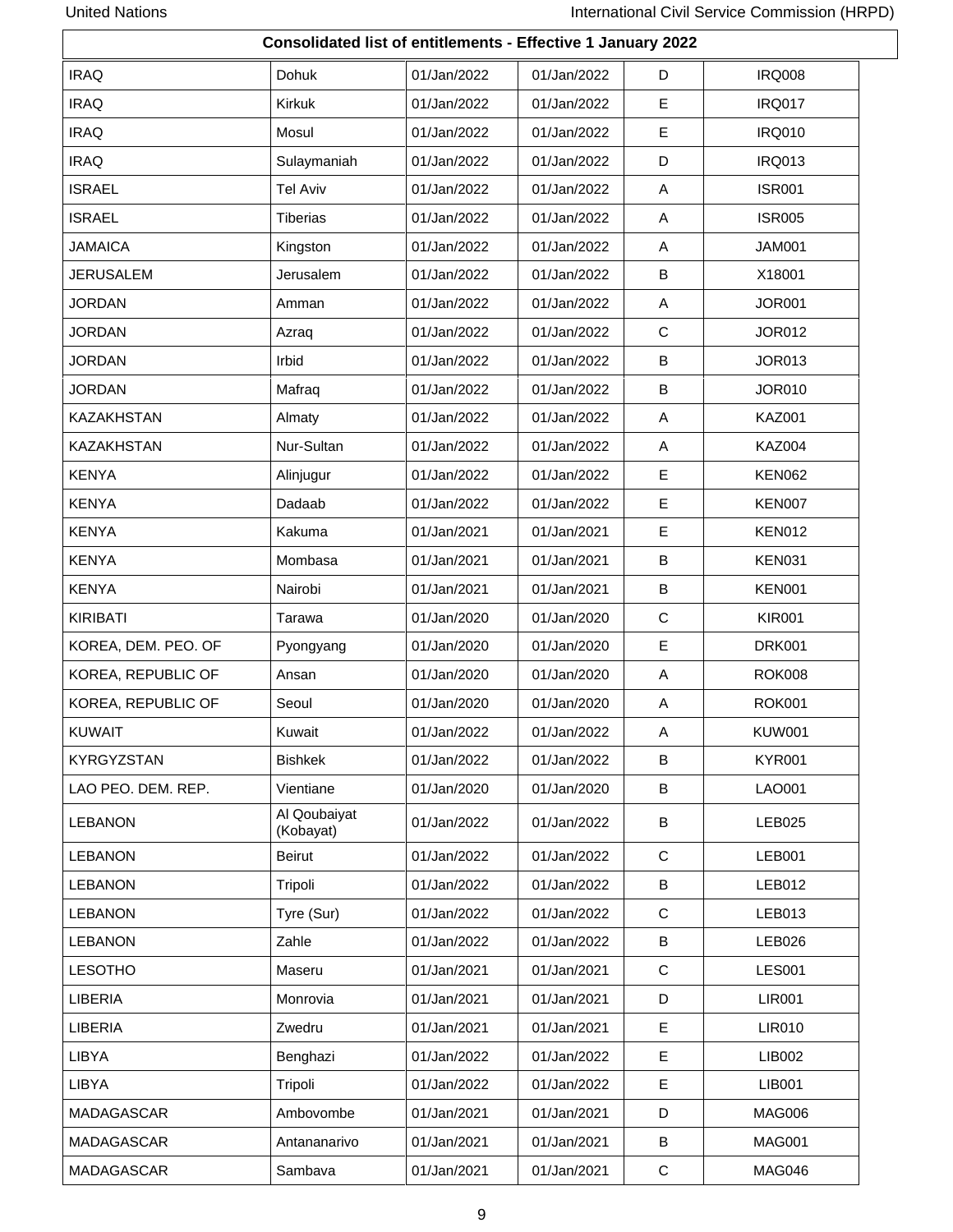**Consolidated list of entitlements - Effective 1 January 2022**

| | | | | | |
|---|---|---|---|---|---|
| IRAQ | Dohuk | 01/Jan/2022 | 01/Jan/2022 | D | IRQ008 |
| IRAQ | Kirkuk | 01/Jan/2022 | 01/Jan/2022 | E | IRQ017 |
| IRAQ | Mosul | 01/Jan/2022 | 01/Jan/2022 | E | IRQ010 |
| IRAQ | Sulaymaniah | 01/Jan/2022 | 01/Jan/2022 | D | IRQ013 |
| ISRAEL | Tel Aviv | 01/Jan/2022 | 01/Jan/2022 | A | ISR001 |
| ISRAEL | Tiberias | 01/Jan/2022 | 01/Jan/2022 | A | ISR005 |
| JAMAICA | Kingston | 01/Jan/2022 | 01/Jan/2022 | A | JAM001 |
| JERUSALEM | Jerusalem | 01/Jan/2022 | 01/Jan/2022 | B | X18001 |
| JORDAN | Amman | 01/Jan/2022 | 01/Jan/2022 | A | JOR001 |
| JORDAN | Azraq | 01/Jan/2022 | 01/Jan/2022 | C | JOR012 |
| JORDAN | Irbid | 01/Jan/2022 | 01/Jan/2022 | B | JOR013 |
| JORDAN | Mafraq | 01/Jan/2022 | 01/Jan/2022 | B | JOR010 |
| KAZAKHSTAN | Almaty | 01/Jan/2022 | 01/Jan/2022 | A | KAZ001 |
| KAZAKHSTAN | Nur-Sultan | 01/Jan/2022 | 01/Jan/2022 | A | KAZ004 |
| KENYA | Alinjugur | 01/Jan/2022 | 01/Jan/2022 | E | KEN062 |
| KENYA | Dadaab | 01/Jan/2022 | 01/Jan/2022 | E | KEN007 |
| KENYA | Kakuma | 01/Jan/2021 | 01/Jan/2021 | E | KEN012 |
| KENYA | Mombasa | 01/Jan/2021 | 01/Jan/2021 | B | KEN031 |
| KENYA | Nairobi | 01/Jan/2021 | 01/Jan/2021 | B | KEN001 |
| KIRIBATI | Tarawa | 01/Jan/2020 | 01/Jan/2020 | C | KIR001 |
| KOREA, DEM. PEO. OF | Pyongyang | 01/Jan/2020 | 01/Jan/2020 | E | DRK001 |
| KOREA, REPUBLIC OF | Ansan | 01/Jan/2020 | 01/Jan/2020 | A | ROK008 |
| KOREA, REPUBLIC OF | Seoul | 01/Jan/2020 | 01/Jan/2020 | A | ROK001 |
| KUWAIT | Kuwait | 01/Jan/2022 | 01/Jan/2022 | A | KUW001 |
| KYRGYZSTAN | Bishkek | 01/Jan/2022 | 01/Jan/2022 | B | KYR001 |
| LAO PEO. DEM. REP. | Vientiane | 01/Jan/2020 | 01/Jan/2020 | B | LAO001 |
| LEBANON | Al Qoubaiyat (Kobayat) | 01/Jan/2022 | 01/Jan/2022 | B | LEB025 |
| LEBANON | Beirut | 01/Jan/2022 | 01/Jan/2022 | C | LEB001 |
| LEBANON | Tripoli | 01/Jan/2022 | 01/Jan/2022 | B | LEB012 |
| LEBANON | Tyre (Sur) | 01/Jan/2022 | 01/Jan/2022 | C | LEB013 |
| LEBANON | Zahle | 01/Jan/2022 | 01/Jan/2022 | B | LEB026 |
| LESOTHO | Maseru | 01/Jan/2021 | 01/Jan/2021 | C | LES001 |
| LIBERIA | Monrovia | 01/Jan/2021 | 01/Jan/2021 | D | LIR001 |
| LIBERIA | Zwedru | 01/Jan/2021 | 01/Jan/2021 | E | LIR010 |
| LIBYA | Benghazi | 01/Jan/2022 | 01/Jan/2022 | E | LIB002 |
| LIBYA | Tripoli | 01/Jan/2022 | 01/Jan/2022 | E | LIB001 |
| MADAGASCAR | Ambovombe | 01/Jan/2021 | 01/Jan/2021 | D | MAG006 |
| MADAGASCAR | Antananarivo | 01/Jan/2021 | 01/Jan/2021 | B | MAG001 |
| MADAGASCAR | Sambava | 01/Jan/2021 | 01/Jan/2021 | C | MAG046 |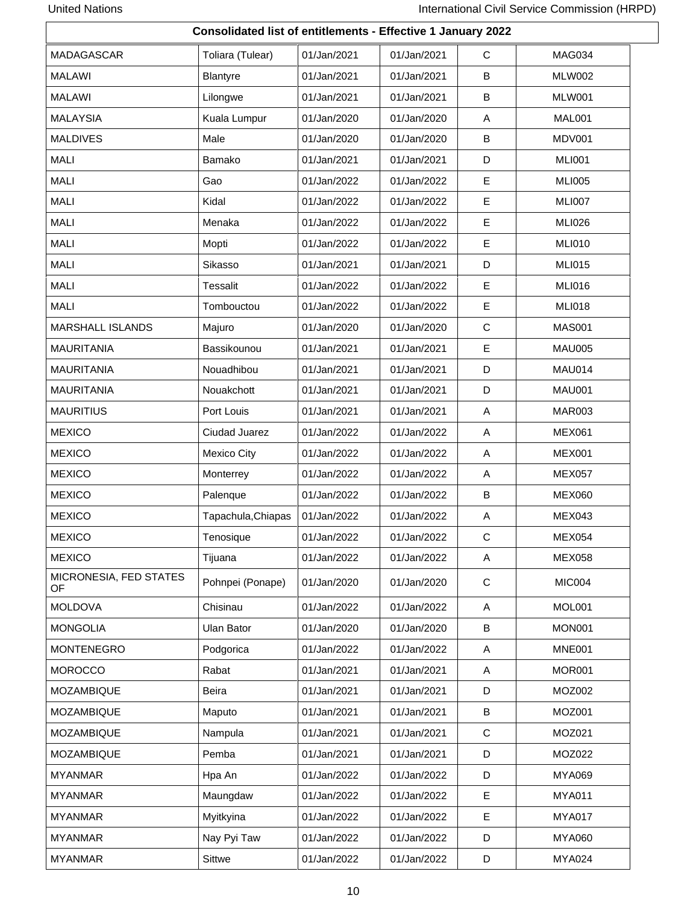**Consolidated list of entitlements - Effective 1 January 2022**

| | | | | | |
|---|---|---|---|---|---|
| MADAGASCAR | Toliara (Tulear) | 01/Jan/2021 | 01/Jan/2021 | C | MAG034 |
| MALAWI | Blantyre | 01/Jan/2021 | 01/Jan/2021 | B | MLW002 |
| MALAWI | Lilongwe | 01/Jan/2021 | 01/Jan/2021 | B | MLW001 |
| MALAYSIA | Kuala Lumpur | 01/Jan/2020 | 01/Jan/2020 | A | MAL001 |
| MALDIVES | Male | 01/Jan/2020 | 01/Jan/2020 | B | MDV001 |
| MALI | Bamako | 01/Jan/2021 | 01/Jan/2021 | D | MLI001 |
| MALI | Gao | 01/Jan/2022 | 01/Jan/2022 | E | MLI005 |
| MALI | Kidal | 01/Jan/2022 | 01/Jan/2022 | E | MLI007 |
| MALI | Menaka | 01/Jan/2022 | 01/Jan/2022 | E | MLI026 |
| MALI | Mopti | 01/Jan/2022 | 01/Jan/2022 | E | MLI010 |
| MALI | Sikasso | 01/Jan/2021 | 01/Jan/2021 | D | MLI015 |
| MALI | Tessalit | 01/Jan/2022 | 01/Jan/2022 | E | MLI016 |
| MALI | Tombouctou | 01/Jan/2022 | 01/Jan/2022 | E | MLI018 |
| MARSHALL ISLANDS | Majuro | 01/Jan/2020 | 01/Jan/2020 | C | MAS001 |
| MAURITANIA | Bassikounou | 01/Jan/2021 | 01/Jan/2021 | E | MAU005 |
| MAURITANIA | Nouadhibou | 01/Jan/2021 | 01/Jan/2021 | D | MAU014 |
| MAURITANIA | Nouakchott | 01/Jan/2021 | 01/Jan/2021 | D | MAU001 |
| MAURITIUS | Port Louis | 01/Jan/2021 | 01/Jan/2021 | A | MAR003 |
| MEXICO | Ciudad Juarez | 01/Jan/2022 | 01/Jan/2022 | A | MEX061 |
| MEXICO | Mexico City | 01/Jan/2022 | 01/Jan/2022 | A | MEX001 |
| MEXICO | Monterrey | 01/Jan/2022 | 01/Jan/2022 | A | MEX057 |
| MEXICO | Palenque | 01/Jan/2022 | 01/Jan/2022 | B | MEX060 |
| MEXICO | Tapachula,Chiapas | 01/Jan/2022 | 01/Jan/2022 | A | MEX043 |
| MEXICO | Tenosique | 01/Jan/2022 | 01/Jan/2022 | C | MEX054 |
| MEXICO | Tijuana | 01/Jan/2022 | 01/Jan/2022 | A | MEX058 |
| MICRONESIA, FED STATES OF | Pohnpei (Ponape) | 01/Jan/2020 | 01/Jan/2020 | C | MIC004 |
| MOLDOVA | Chisinau | 01/Jan/2022 | 01/Jan/2022 | A | MOL001 |
| MONGOLIA | Ulan Bator | 01/Jan/2020 | 01/Jan/2020 | B | MON001 |
| MONTENEGRO | Podgorica | 01/Jan/2022 | 01/Jan/2022 | A | MNE001 |
| MOROCCO | Rabat | 01/Jan/2021 | 01/Jan/2021 | A | MOR001 |
| MOZAMBIQUE | Beira | 01/Jan/2021 | 01/Jan/2021 | D | MOZ002 |
| MOZAMBIQUE | Maputo | 01/Jan/2021 | 01/Jan/2021 | B | MOZ001 |
| MOZAMBIQUE | Nampula | 01/Jan/2021 | 01/Jan/2021 | C | MOZ021 |
| MOZAMBIQUE | Pemba | 01/Jan/2021 | 01/Jan/2021 | D | MOZ022 |
| MYANMAR | Hpa An | 01/Jan/2022 | 01/Jan/2022 | D | MYA069 |
| MYANMAR | Maungdaw | 01/Jan/2022 | 01/Jan/2022 | E | MYA011 |
| MYANMAR | Myitkyina | 01/Jan/2022 | 01/Jan/2022 | E | MYA017 |
| MYANMAR | Nay Pyi Taw | 01/Jan/2022 | 01/Jan/2022 | D | MYA060 |
| MYANMAR | Sittwe | 01/Jan/2022 | 01/Jan/2022 | D | MYA024 |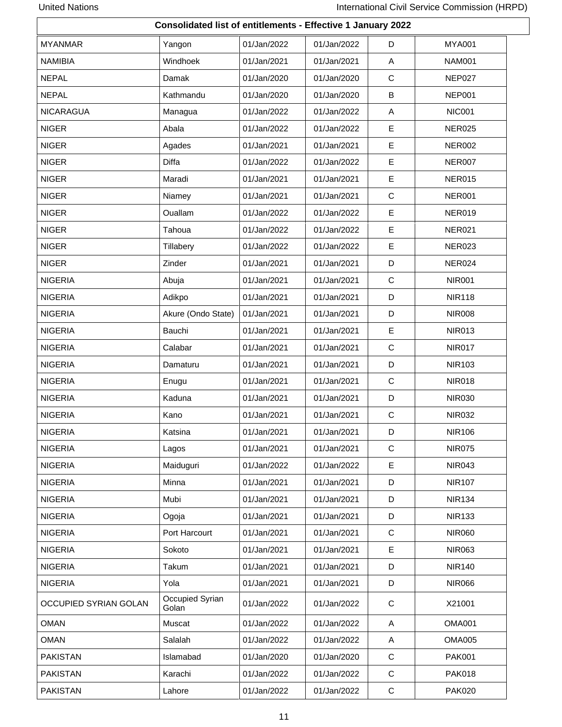**Consolidated list of entitlements - Effective 1 January 2022**

| | | | | | |
|---|---|---|---|---|---|
| MYANMAR | Yangon | 01/Jan/2022 | 01/Jan/2022 | D | MYA001 |
| NAMIBIA | Windhoek | 01/Jan/2021 | 01/Jan/2021 | A | NAM001 |
| NEPAL | Damak | 01/Jan/2020 | 01/Jan/2020 | C | NEP027 |
| NEPAL | Kathmandu | 01/Jan/2020 | 01/Jan/2020 | B | NEP001 |
| NICARAGUA | Managua | 01/Jan/2022 | 01/Jan/2022 | A | NIC001 |
| NIGER | Abala | 01/Jan/2022 | 01/Jan/2022 | E | NER025 |
| NIGER | Agades | 01/Jan/2021 | 01/Jan/2021 | E | NER002 |
| NIGER | Diffa | 01/Jan/2022 | 01/Jan/2022 | E | NER007 |
| NIGER | Maradi | 01/Jan/2021 | 01/Jan/2021 | E | NER015 |
| NIGER | Niamey | 01/Jan/2021 | 01/Jan/2021 | C | NER001 |
| NIGER | Ouallam | 01/Jan/2022 | 01/Jan/2022 | E | NER019 |
| NIGER | Tahoua | 01/Jan/2022 | 01/Jan/2022 | E | NER021 |
| NIGER | Tillabery | 01/Jan/2022 | 01/Jan/2022 | E | NER023 |
| NIGER | Zinder | 01/Jan/2021 | 01/Jan/2021 | D | NER024 |
| NIGERIA | Abuja | 01/Jan/2021 | 01/Jan/2021 | C | NIR001 |
| NIGERIA | Adikpo | 01/Jan/2021 | 01/Jan/2021 | D | NIR118 |
| NIGERIA | Akure (Ondo State) | 01/Jan/2021 | 01/Jan/2021 | D | NIR008 |
| NIGERIA | Bauchi | 01/Jan/2021 | 01/Jan/2021 | E | NIR013 |
| NIGERIA | Calabar | 01/Jan/2021 | 01/Jan/2021 | C | NIR017 |
| NIGERIA | Damaturu | 01/Jan/2021 | 01/Jan/2021 | D | NIR103 |
| NIGERIA | Enugu | 01/Jan/2021 | 01/Jan/2021 | C | NIR018 |
| NIGERIA | Kaduna | 01/Jan/2021 | 01/Jan/2021 | D | NIR030 |
| NIGERIA | Kano | 01/Jan/2021 | 01/Jan/2021 | C | NIR032 |
| NIGERIA | Katsina | 01/Jan/2021 | 01/Jan/2021 | D | NIR106 |
| NIGERIA | Lagos | 01/Jan/2021 | 01/Jan/2021 | C | NIR075 |
| NIGERIA | Maiduguri | 01/Jan/2022 | 01/Jan/2022 | E | NIR043 |
| NIGERIA | Minna | 01/Jan/2021 | 01/Jan/2021 | D | NIR107 |
| NIGERIA | Mubi | 01/Jan/2021 | 01/Jan/2021 | D | NIR134 |
| NIGERIA | Ogoja | 01/Jan/2021 | 01/Jan/2021 | D | NIR133 |
| NIGERIA | Port Harcourt | 01/Jan/2021 | 01/Jan/2021 | C | NIR060 |
| NIGERIA | Sokoto | 01/Jan/2021 | 01/Jan/2021 | E | NIR063 |
| NIGERIA | Takum | 01/Jan/2021 | 01/Jan/2021 | D | NIR140 |
| NIGERIA | Yola | 01/Jan/2021 | 01/Jan/2021 | D | NIR066 |
| OCCUPIED SYRIAN GOLAN | Occupied Syrian Golan | 01/Jan/2022 | 01/Jan/2022 | C | X21001 |
| OMAN | Muscat | 01/Jan/2022 | 01/Jan/2022 | A | OMA001 |
| OMAN | Salalah | 01/Jan/2022 | 01/Jan/2022 | A | OMA005 |
| PAKISTAN | Islamabad | 01/Jan/2020 | 01/Jan/2020 | C | PAK001 |
| PAKISTAN | Karachi | 01/Jan/2022 | 01/Jan/2022 | C | PAK018 |
| PAKISTAN | Lahore | 01/Jan/2022 | 01/Jan/2022 | C | PAK020 |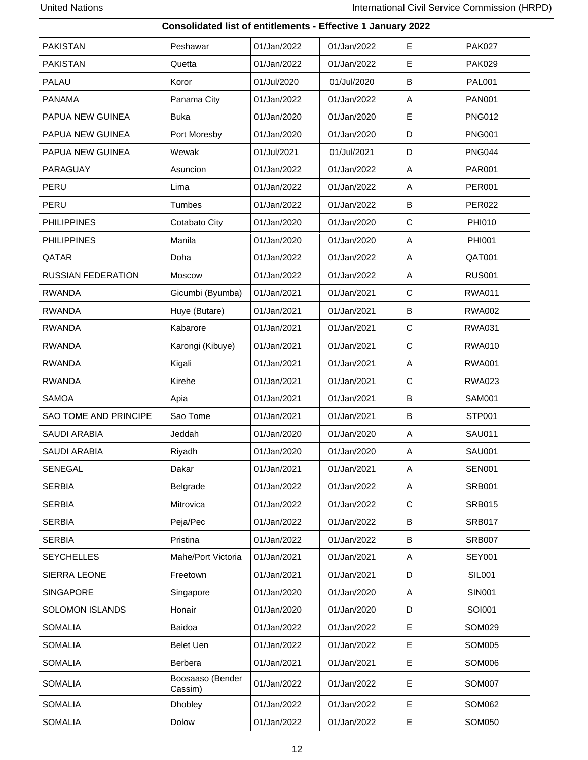**Consolidated list of entitlements - Effective 1 January 2022**

| | | | | | |
|---|---|---|---|---|---|
| PAKISTAN | Peshawar | 01/Jan/2022 | 01/Jan/2022 | E | PAK027 |
| PAKISTAN | Quetta | 01/Jan/2022 | 01/Jan/2022 | E | PAK029 |
| PALAU | Koror | 01/Jul/2020 | 01/Jul/2020 | B | PAL001 |
| PANAMA | Panama City | 01/Jan/2022 | 01/Jan/2022 | A | PAN001 |
| PAPUA NEW GUINEA | Buka | 01/Jan/2020 | 01/Jan/2020 | E | PNG012 |
| PAPUA NEW GUINEA | Port Moresby | 01/Jan/2020 | 01/Jan/2020 | D | PNG001 |
| PAPUA NEW GUINEA | Wewak | 01/Jul/2021 | 01/Jul/2021 | D | PNG044 |
| PARAGUAY | Asuncion | 01/Jan/2022 | 01/Jan/2022 | A | PAR001 |
| PERU | Lima | 01/Jan/2022 | 01/Jan/2022 | A | PER001 |
| PERU | Tumbes | 01/Jan/2022 | 01/Jan/2022 | B | PER022 |
| PHILIPPINES | Cotabato City | 01/Jan/2020 | 01/Jan/2020 | C | PHI010 |
| PHILIPPINES | Manila | 01/Jan/2020 | 01/Jan/2020 | A | PHI001 |
| QATAR | Doha | 01/Jan/2022 | 01/Jan/2022 | A | QAT001 |
| RUSSIAN FEDERATION | Moscow | 01/Jan/2022 | 01/Jan/2022 | A | RUS001 |
| RWANDA | Gicumbi (Byumba) | 01/Jan/2021 | 01/Jan/2021 | C | RWA011 |
| RWANDA | Huye (Butare) | 01/Jan/2021 | 01/Jan/2021 | B | RWA002 |
| RWANDA | Kabarore | 01/Jan/2021 | 01/Jan/2021 | C | RWA031 |
| RWANDA | Karongi (Kibuye) | 01/Jan/2021 | 01/Jan/2021 | C | RWA010 |
| RWANDA | Kigali | 01/Jan/2021 | 01/Jan/2021 | A | RWA001 |
| RWANDA | Kirehe | 01/Jan/2021 | 01/Jan/2021 | C | RWA023 |
| SAMOA | Apia | 01/Jan/2021 | 01/Jan/2021 | B | SAM001 |
| SAO TOME AND PRINCIPE | Sao Tome | 01/Jan/2021 | 01/Jan/2021 | B | STP001 |
| SAUDI ARABIA | Jeddah | 01/Jan/2020 | 01/Jan/2020 | A | SAU011 |
| SAUDI ARABIA | Riyadh | 01/Jan/2020 | 01/Jan/2020 | A | SAU001 |
| SENEGAL | Dakar | 01/Jan/2021 | 01/Jan/2021 | A | SEN001 |
| SERBIA | Belgrade | 01/Jan/2022 | 01/Jan/2022 | A | SRB001 |
| SERBIA | Mitrovica | 01/Jan/2022 | 01/Jan/2022 | C | SRB015 |
| SERBIA | Peja/Pec | 01/Jan/2022 | 01/Jan/2022 | B | SRB017 |
| SERBIA | Pristina | 01/Jan/2022 | 01/Jan/2022 | B | SRB007 |
| SEYCHELLES | Mahe/Port Victoria | 01/Jan/2021 | 01/Jan/2021 | A | SEY001 |
| SIERRA LEONE | Freetown | 01/Jan/2021 | 01/Jan/2021 | D | SIL001 |
| SINGAPORE | Singapore | 01/Jan/2020 | 01/Jan/2020 | A | SIN001 |
| SOLOMON ISLANDS | Honair | 01/Jan/2020 | 01/Jan/2020 | D | SOI001 |
| SOMALIA | Baidoa | 01/Jan/2022 | 01/Jan/2022 | E | SOM029 |
| SOMALIA | Belet Uen | 01/Jan/2022 | 01/Jan/2022 | E | SOM005 |
| SOMALIA | Berbera | 01/Jan/2021 | 01/Jan/2021 | E | SOM006 |
| SOMALIA | Boosaaso (Bender Cassim) | 01/Jan/2022 | 01/Jan/2022 | E | SOM007 |
| SOMALIA | Dhobley | 01/Jan/2022 | 01/Jan/2022 | E | SOM062 |
| SOMALIA | Dolow | 01/Jan/2022 | 01/Jan/2022 | E | SOM050 |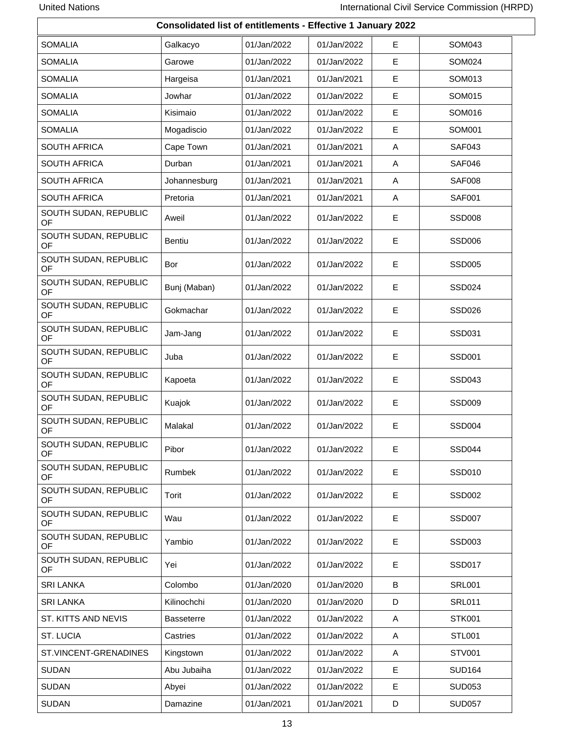**Consolidated list of entitlements - Effective 1 January 2022**

| | | | | | |
|---|---|---|---|---|---|
| SOMALIA | Galkacyo | 01/Jan/2022 | 01/Jan/2022 | E | SOM043 |
| SOMALIA | Garowe | 01/Jan/2022 | 01/Jan/2022 | E | SOM024 |
| SOMALIA | Hargeisa | 01/Jan/2021 | 01/Jan/2021 | E | SOM013 |
| SOMALIA | Jowhar | 01/Jan/2022 | 01/Jan/2022 | E | SOM015 |
| SOMALIA | Kisimaio | 01/Jan/2022 | 01/Jan/2022 | E | SOM016 |
| SOMALIA | Mogadiscio | 01/Jan/2022 | 01/Jan/2022 | E | SOM001 |
| SOUTH AFRICA | Cape Town | 01/Jan/2021 | 01/Jan/2021 | A | SAF043 |
| SOUTH AFRICA | Durban | 01/Jan/2021 | 01/Jan/2021 | A | SAF046 |
| SOUTH AFRICA | Johannesburg | 01/Jan/2021 | 01/Jan/2021 | A | SAF008 |
| SOUTH AFRICA | Pretoria | 01/Jan/2021 | 01/Jan/2021 | A | SAF001 |
| SOUTH SUDAN, REPUBLIC OF | Aweil | 01/Jan/2022 | 01/Jan/2022 | E | SSD008 |
| SOUTH SUDAN, REPUBLIC OF | Bentiu | 01/Jan/2022 | 01/Jan/2022 | E | SSD006 |
| SOUTH SUDAN, REPUBLIC OF | Bor | 01/Jan/2022 | 01/Jan/2022 | E | SSD005 |
| SOUTH SUDAN, REPUBLIC OF | Bunj (Maban) | 01/Jan/2022 | 01/Jan/2022 | E | SSD024 |
| SOUTH SUDAN, REPUBLIC OF | Gokmachar | 01/Jan/2022 | 01/Jan/2022 | E | SSD026 |
| SOUTH SUDAN, REPUBLIC OF | Jam-Jang | 01/Jan/2022 | 01/Jan/2022 | E | SSD031 |
| SOUTH SUDAN, REPUBLIC OF | Juba | 01/Jan/2022 | 01/Jan/2022 | E | SSD001 |
| SOUTH SUDAN, REPUBLIC OF | Kapoeta | 01/Jan/2022 | 01/Jan/2022 | E | SSD043 |
| SOUTH SUDAN, REPUBLIC OF | Kuajok | 01/Jan/2022 | 01/Jan/2022 | E | SSD009 |
| SOUTH SUDAN, REPUBLIC OF | Malakal | 01/Jan/2022 | 01/Jan/2022 | E | SSD004 |
| SOUTH SUDAN, REPUBLIC OF | Pibor | 01/Jan/2022 | 01/Jan/2022 | E | SSD044 |
| SOUTH SUDAN, REPUBLIC OF | Rumbek | 01/Jan/2022 | 01/Jan/2022 | E | SSD010 |
| SOUTH SUDAN, REPUBLIC OF | Torit | 01/Jan/2022 | 01/Jan/2022 | E | SSD002 |
| SOUTH SUDAN, REPUBLIC OF | Wau | 01/Jan/2022 | 01/Jan/2022 | E | SSD007 |
| SOUTH SUDAN, REPUBLIC OF | Yambio | 01/Jan/2022 | 01/Jan/2022 | E | SSD003 |
| SOUTH SUDAN, REPUBLIC OF | Yei | 01/Jan/2022 | 01/Jan/2022 | E | SSD017 |
| SRI LANKA | Colombo | 01/Jan/2020 | 01/Jan/2020 | B | SRL001 |
| SRI LANKA | Kilinochchi | 01/Jan/2020 | 01/Jan/2020 | D | SRL011 |
| ST. KITTS AND NEVIS | Basseterre | 01/Jan/2022 | 01/Jan/2022 | A | STK001 |
| ST. LUCIA | Castries | 01/Jan/2022 | 01/Jan/2022 | A | STL001 |
| ST.VINCENT-GRENADINES | Kingstown | 01/Jan/2022 | 01/Jan/2022 | A | STV001 |
| SUDAN | Abu Jubaiha | 01/Jan/2022 | 01/Jan/2022 | E | SUD164 |
| SUDAN | Abyei | 01/Jan/2022 | 01/Jan/2022 | E | SUD053 |
| SUDAN | Damazine | 01/Jan/2021 | 01/Jan/2021 | D | SUD057 |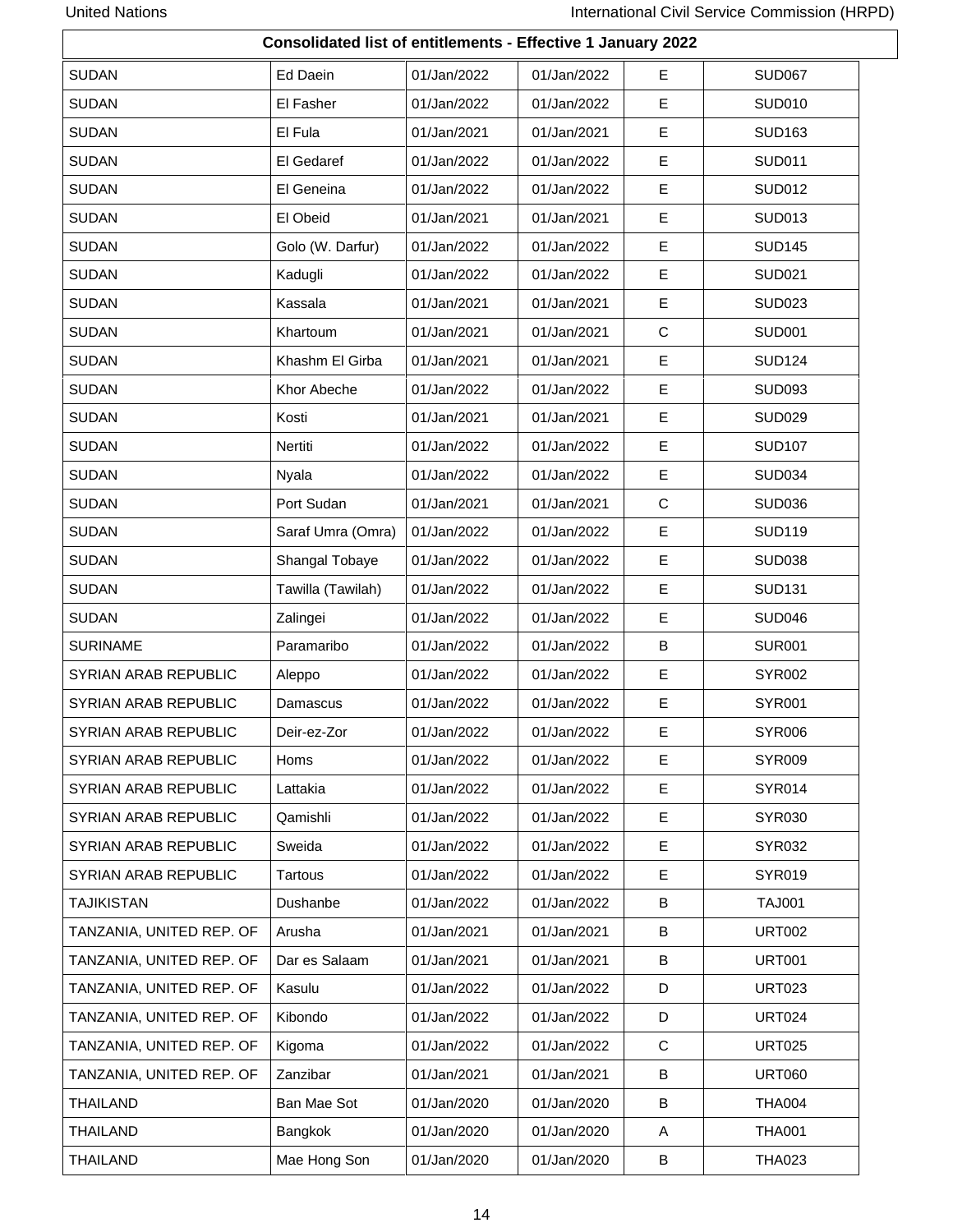## Consolidated list of entitlements - Effective 1 January 2022

| | | | | | |
|---|---|---|---|---|---|
| SUDAN | Ed Daein | 01/Jan/2022 | 01/Jan/2022 | E | SUD067 |
| SUDAN | El Fasher | 01/Jan/2022 | 01/Jan/2022 | E | SUD010 |
| SUDAN | El Fula | 01/Jan/2021 | 01/Jan/2021 | E | SUD163 |
| SUDAN | El Gedaref | 01/Jan/2022 | 01/Jan/2022 | E | SUD011 |
| SUDAN | El Geneina | 01/Jan/2022 | 01/Jan/2022 | E | SUD012 |
| SUDAN | El Obeid | 01/Jan/2021 | 01/Jan/2021 | E | SUD013 |
| SUDAN | Golo (W. Darfur) | 01/Jan/2022 | 01/Jan/2022 | E | SUD145 |
| SUDAN | Kadugli | 01/Jan/2022 | 01/Jan/2022 | E | SUD021 |
| SUDAN | Kassala | 01/Jan/2021 | 01/Jan/2021 | E | SUD023 |
| SUDAN | Khartoum | 01/Jan/2021 | 01/Jan/2021 | C | SUD001 |
| SUDAN | Khashm El Girba | 01/Jan/2021 | 01/Jan/2021 | E | SUD124 |
| SUDAN | Khor Abeche | 01/Jan/2022 | 01/Jan/2022 | E | SUD093 |
| SUDAN | Kosti | 01/Jan/2021 | 01/Jan/2021 | E | SUD029 |
| SUDAN | Nertiti | 01/Jan/2022 | 01/Jan/2022 | E | SUD107 |
| SUDAN | Nyala | 01/Jan/2022 | 01/Jan/2022 | E | SUD034 |
| SUDAN | Port Sudan | 01/Jan/2021 | 01/Jan/2021 | C | SUD036 |
| SUDAN | Saraf Umra (Omra) | 01/Jan/2022 | 01/Jan/2022 | E | SUD119 |
| SUDAN | Shangal Tobaye | 01/Jan/2022 | 01/Jan/2022 | E | SUD038 |
| SUDAN | Tawilla (Tawilah) | 01/Jan/2022 | 01/Jan/2022 | E | SUD131 |
| SUDAN | Zalingei | 01/Jan/2022 | 01/Jan/2022 | E | SUD046 |
| SURINAME | Paramaribo | 01/Jan/2022 | 01/Jan/2022 | B | SUR001 |
| SYRIAN ARAB REPUBLIC | Aleppo | 01/Jan/2022 | 01/Jan/2022 | E | SYR002 |
| SYRIAN ARAB REPUBLIC | Damascus | 01/Jan/2022 | 01/Jan/2022 | E | SYR001 |
| SYRIAN ARAB REPUBLIC | Deir-ez-Zor | 01/Jan/2022 | 01/Jan/2022 | E | SYR006 |
| SYRIAN ARAB REPUBLIC | Homs | 01/Jan/2022 | 01/Jan/2022 | E | SYR009 |
| SYRIAN ARAB REPUBLIC | Lattakia | 01/Jan/2022 | 01/Jan/2022 | E | SYR014 |
| SYRIAN ARAB REPUBLIC | Qamishli | 01/Jan/2022 | 01/Jan/2022 | E | SYR030 |
| SYRIAN ARAB REPUBLIC | Sweida | 01/Jan/2022 | 01/Jan/2022 | E | SYR032 |
| SYRIAN ARAB REPUBLIC | Tartous | 01/Jan/2022 | 01/Jan/2022 | E | SYR019 |
| TAJIKISTAN | Dushanbe | 01/Jan/2022 | 01/Jan/2022 | B | TAJ001 |
| TANZANIA, UNITED REP. OF | Arusha | 01/Jan/2021 | 01/Jan/2021 | B | URT002 |
| TANZANIA, UNITED REP. OF | Dar es Salaam | 01/Jan/2021 | 01/Jan/2021 | B | URT001 |
| TANZANIA, UNITED REP. OF | Kasulu | 01/Jan/2022 | 01/Jan/2022 | D | URT023 |
| TANZANIA, UNITED REP. OF | Kibondo | 01/Jan/2022 | 01/Jan/2022 | D | URT024 |
| TANZANIA, UNITED REP. OF | Kigoma | 01/Jan/2022 | 01/Jan/2022 | C | URT025 |
| TANZANIA, UNITED REP. OF | Zanzibar | 01/Jan/2021 | 01/Jan/2021 | B | URT060 |
| THAILAND | Ban Mae Sot | 01/Jan/2020 | 01/Jan/2020 | B | THA004 |
| THAILAND | Bangkok | 01/Jan/2020 | 01/Jan/2020 | A | THA001 |
| THAILAND | Mae Hong Son | 01/Jan/2020 | 01/Jan/2020 | B | THA023 |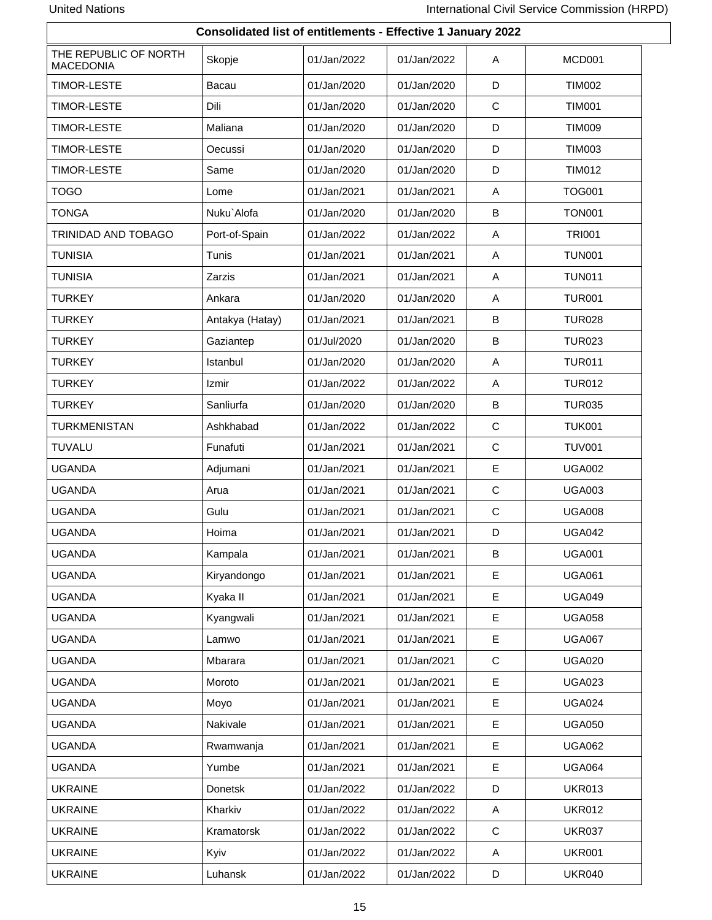**Consolidated list of entitlements - Effective 1 January 2022**

| | | | | | |
|---|---|---|---|---|---|
| THE REPUBLIC OF NORTH MACEDONIA | Skopje | 01/Jan/2022 | 01/Jan/2022 | A | MCD001 |
| TIMOR-LESTE | Bacau | 01/Jan/2020 | 01/Jan/2020 | D | TIM002 |
| TIMOR-LESTE | Dili | 01/Jan/2020 | 01/Jan/2020 | C | TIM001 |
| TIMOR-LESTE | Maliana | 01/Jan/2020 | 01/Jan/2020 | D | TIM009 |
| TIMOR-LESTE | Oecussi | 01/Jan/2020 | 01/Jan/2020 | D | TIM003 |
| TIMOR-LESTE | Same | 01/Jan/2020 | 01/Jan/2020 | D | TIM012 |
| TOGO | Lome | 01/Jan/2021 | 01/Jan/2021 | A | TOG001 |
| TONGA | Nuku`Alofa | 01/Jan/2020 | 01/Jan/2020 | B | TON001 |
| TRINIDAD AND TOBAGO | Port-of-Spain | 01/Jan/2022 | 01/Jan/2022 | A | TRI001 |
| TUNISIA | Tunis | 01/Jan/2021 | 01/Jan/2021 | A | TUN001 |
| TUNISIA | Zarzis | 01/Jan/2021 | 01/Jan/2021 | A | TUN011 |
| TURKEY | Ankara | 01/Jan/2020 | 01/Jan/2020 | A | TUR001 |
| TURKEY | Antakya (Hatay) | 01/Jan/2021 | 01/Jan/2021 | B | TUR028 |
| TURKEY | Gaziantep | 01/Jul/2020 | 01/Jan/2020 | B | TUR023 |
| TURKEY | Istanbul | 01/Jan/2020 | 01/Jan/2020 | A | TUR011 |
| TURKEY | Izmir | 01/Jan/2022 | 01/Jan/2022 | A | TUR012 |
| TURKEY | Sanliurfa | 01/Jan/2020 | 01/Jan/2020 | B | TUR035 |
| TURKMENISTAN | Ashkhabad | 01/Jan/2022 | 01/Jan/2022 | C | TUK001 |
| TUVALU | Funafuti | 01/Jan/2021 | 01/Jan/2021 | C | TUV001 |
| UGANDA | Adjumani | 01/Jan/2021 | 01/Jan/2021 | E | UGA002 |
| UGANDA | Arua | 01/Jan/2021 | 01/Jan/2021 | C | UGA003 |
| UGANDA | Gulu | 01/Jan/2021 | 01/Jan/2021 | C | UGA008 |
| UGANDA | Hoima | 01/Jan/2021 | 01/Jan/2021 | D | UGA042 |
| UGANDA | Kampala | 01/Jan/2021 | 01/Jan/2021 | B | UGA001 |
| UGANDA | Kiryandongo | 01/Jan/2021 | 01/Jan/2021 | E | UGA061 |
| UGANDA | Kyaka II | 01/Jan/2021 | 01/Jan/2021 | E | UGA049 |
| UGANDA | Kyangwali | 01/Jan/2021 | 01/Jan/2021 | E | UGA058 |
| UGANDA | Lamwo | 01/Jan/2021 | 01/Jan/2021 | E | UGA067 |
| UGANDA | Mbarara | 01/Jan/2021 | 01/Jan/2021 | C | UGA020 |
| UGANDA | Moroto | 01/Jan/2021 | 01/Jan/2021 | E | UGA023 |
| UGANDA | Moyo | 01/Jan/2021 | 01/Jan/2021 | E | UGA024 |
| UGANDA | Nakivale | 01/Jan/2021 | 01/Jan/2021 | E | UGA050 |
| UGANDA | Rwamwanja | 01/Jan/2021 | 01/Jan/2021 | E | UGA062 |
| UGANDA | Yumbe | 01/Jan/2021 | 01/Jan/2021 | E | UGA064 |
| UKRAINE | Donetsk | 01/Jan/2022 | 01/Jan/2022 | D | UKR013 |
| UKRAINE | Kharkiv | 01/Jan/2022 | 01/Jan/2022 | A | UKR012 |
| UKRAINE | Kramatorsk | 01/Jan/2022 | 01/Jan/2022 | C | UKR037 |
| UKRAINE | Kyiv | 01/Jan/2022 | 01/Jan/2022 | A | UKR001 |
| UKRAINE | Luhansk | 01/Jan/2022 | 01/Jan/2022 | D | UKR040 |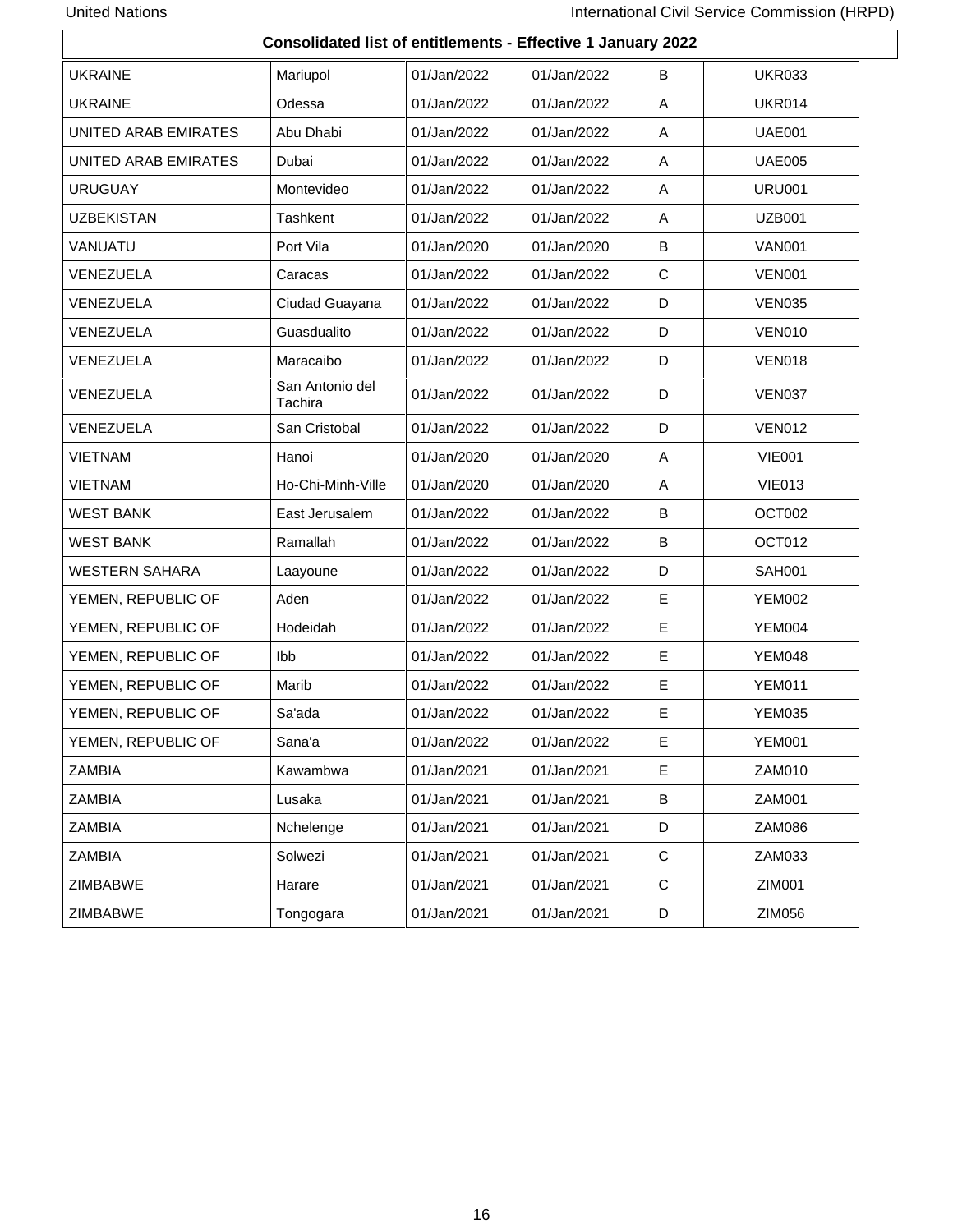**Consolidated list of entitlements - Effective 1 January 2022**

| | | | | | |
|---|---|---|---|---|---|
| UKRAINE | Mariupol | 01/Jan/2022 | 01/Jan/2022 | B | UKR033 |
| UKRAINE | Odessa | 01/Jan/2022 | 01/Jan/2022 | A | UKR014 |
| UNITED ARAB EMIRATES | Abu Dhabi | 01/Jan/2022 | 01/Jan/2022 | A | UAE001 |
| UNITED ARAB EMIRATES | Dubai | 01/Jan/2022 | 01/Jan/2022 | A | UAE005 |
| URUGUAY | Montevideo | 01/Jan/2022 | 01/Jan/2022 | A | URU001 |
| UZBEKISTAN | Tashkent | 01/Jan/2022 | 01/Jan/2022 | A | UZB001 |
| VANUATU | Port Vila | 01/Jan/2020 | 01/Jan/2020 | B | VAN001 |
| VENEZUELA | Caracas | 01/Jan/2022 | 01/Jan/2022 | C | VEN001 |
| VENEZUELA | Ciudad Guayana | 01/Jan/2022 | 01/Jan/2022 | D | VEN035 |
| VENEZUELA | Guasdualito | 01/Jan/2022 | 01/Jan/2022 | D | VEN010 |
| VENEZUELA | Maracaibo | 01/Jan/2022 | 01/Jan/2022 | D | VEN018 |
| VENEZUELA | San Antonio del Tachira | 01/Jan/2022 | 01/Jan/2022 | D | VEN037 |
| VENEZUELA | San Cristobal | 01/Jan/2022 | 01/Jan/2022 | D | VEN012 |
| VIETNAM | Hanoi | 01/Jan/2020 | 01/Jan/2020 | A | VIE001 |
| VIETNAM | Ho-Chi-Minh-Ville | 01/Jan/2020 | 01/Jan/2020 | A | VIE013 |
| WEST BANK | East Jerusalem | 01/Jan/2022 | 01/Jan/2022 | B | OCT002 |
| WEST BANK | Ramallah | 01/Jan/2022 | 01/Jan/2022 | B | OCT012 |
| WESTERN SAHARA | Laayoune | 01/Jan/2022 | 01/Jan/2022 | D | SAH001 |
| YEMEN, REPUBLIC OF | Aden | 01/Jan/2022 | 01/Jan/2022 | E | YEM002 |
| YEMEN, REPUBLIC OF | Hodeidah | 01/Jan/2022 | 01/Jan/2022 | E | YEM004 |
| YEMEN, REPUBLIC OF | Ibb | 01/Jan/2022 | 01/Jan/2022 | E | YEM048 |
| YEMEN, REPUBLIC OF | Marib | 01/Jan/2022 | 01/Jan/2022 | E | YEM011 |
| YEMEN, REPUBLIC OF | Sa'ada | 01/Jan/2022 | 01/Jan/2022 | E | YEM035 |
| YEMEN, REPUBLIC OF | Sana'a | 01/Jan/2022 | 01/Jan/2022 | E | YEM001 |
| ZAMBIA | Kawambwa | 01/Jan/2021 | 01/Jan/2021 | E | ZAM010 |
| ZAMBIA | Lusaka | 01/Jan/2021 | 01/Jan/2021 | B | ZAM001 |
| ZAMBIA | Nchelenge | 01/Jan/2021 | 01/Jan/2021 | D | ZAM086 |
| ZAMBIA | Solwezi | 01/Jan/2021 | 01/Jan/2021 | C | ZAM033 |
| ZIMBABWE | Harare | 01/Jan/2021 | 01/Jan/2021 | C | ZIM001 |
| ZIMBABWE | Tongogara | 01/Jan/2021 | 01/Jan/2021 | D | ZIM056 |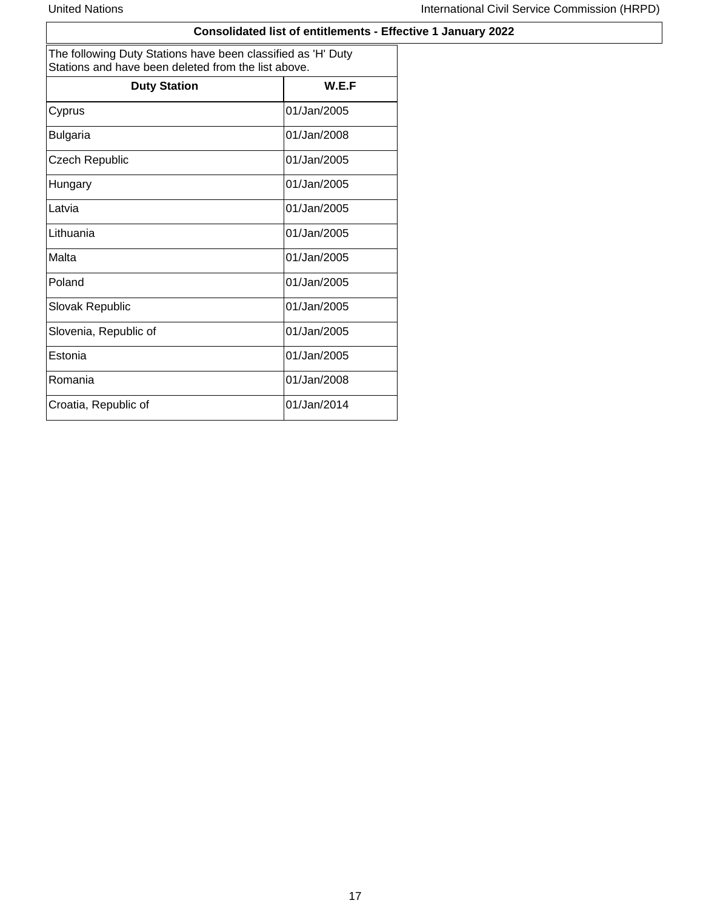## Consolidated list of entitlements - Effective 1 January 2022

The following Duty Stations have been classified as 'H' Duty Stations and have been deleted from the list above.

| Duty Station | W.E.F |
|---|---|
| Cyprus | 01/Jan/2005 |
| Bulgaria | 01/Jan/2008 |
| Czech Republic | 01/Jan/2005 |
| Hungary | 01/Jan/2005 |
| Latvia | 01/Jan/2005 |
| Lithuania | 01/Jan/2005 |
| Malta | 01/Jan/2005 |
| Poland | 01/Jan/2005 |
| Slovak Republic | 01/Jan/2005 |
| Slovenia, Republic of | 01/Jan/2005 |
| Estonia | 01/Jan/2005 |
| Romania | 01/Jan/2008 |
| Croatia, Republic of | 01/Jan/2014 |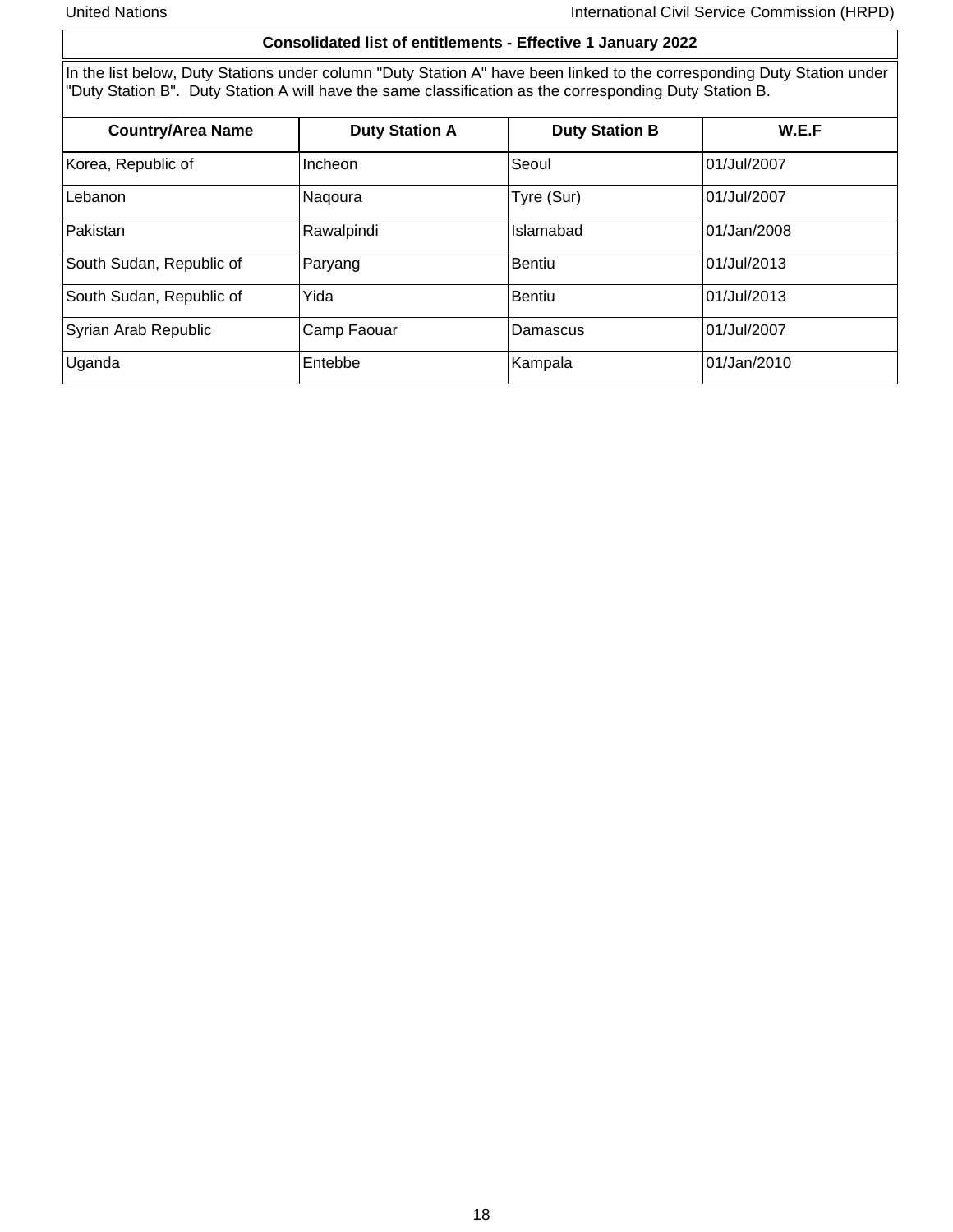## Consolidated list of entitlements - Effective 1 January 2022

In the list below, Duty Stations under column "Duty Station A" have been linked to the corresponding Duty Station under "Duty Station B". Duty Station A will have the same classification as the corresponding Duty Station B.

| Country/Area Name | Duty Station A | Duty Station B | W.E.F |
|---|---|---|---|
| Korea, Republic of | Incheon | Seoul | 01/Jul/2007 |
| Lebanon | Naqoura | Tyre (Sur) | 01/Jul/2007 |
| Pakistan | Rawalpindi | Islamabad | 01/Jan/2008 |
| South Sudan, Republic of | Paryang | Bentiu | 01/Jul/2013 |
| South Sudan, Republic of | Yida | Bentiu | 01/Jul/2013 |
| Syrian Arab Republic | Camp Faouar | Damascus | 01/Jul/2007 |
| Uganda | Entebbe | Kampala | 01/Jan/2010 |